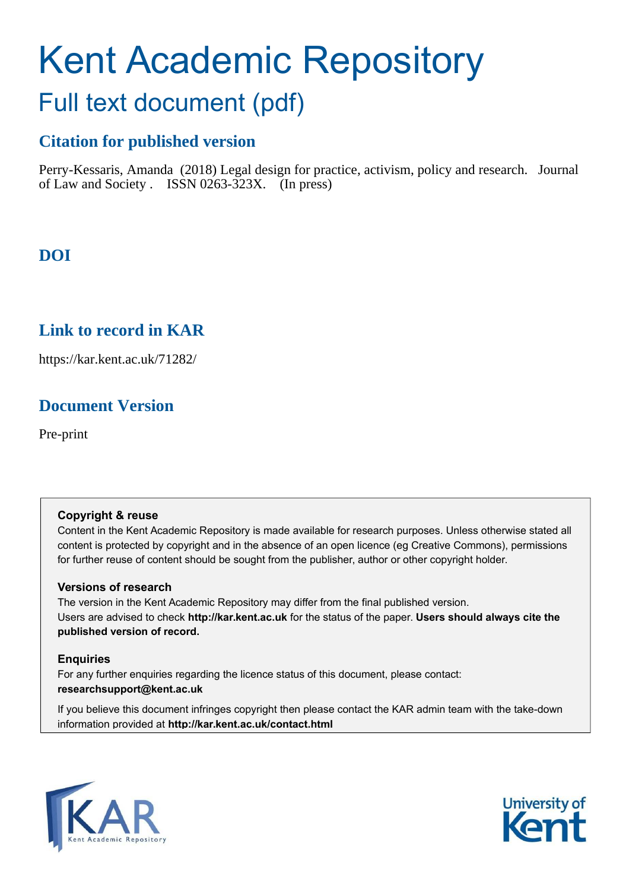# Kent Academic Repository

## Full text document (pdf)

### Citation for published version

Perry-Kessaris, Amanda (2018) Legal design for practice, activism, policy and research. Journal of Law and Society . ISSN 0263-323X. (In press)

### DOI

### Link to record in KAR

https://kar.kent.ac.uk/71282/

### Document Version

Pre-print

**Copyright & reuse**

Content in the Kent Academic Repository is made available for research purposes. Unless otherwise stated all content is protected by copyright and in the absence of an open licence (eg Creative Commons), permissions for further reuse of content should be sought from the publisher, author or other copyright holder.

**Versions of research**

The version in the Kent Academic Repository may differ from the final published version. Users are advised to check **http://kar.kent.ac.uk** for the status of the paper. **Users should always cite the published version of record.**

**Enquiries**

For any further enquiries regarding the licence status of this document, please contact: **researchsupport@kent.ac.uk**

If you believe this document infringes copyright then please contact the KAR admin team with the take-down information provided at **http://kar.kent.ac.uk/contact.html**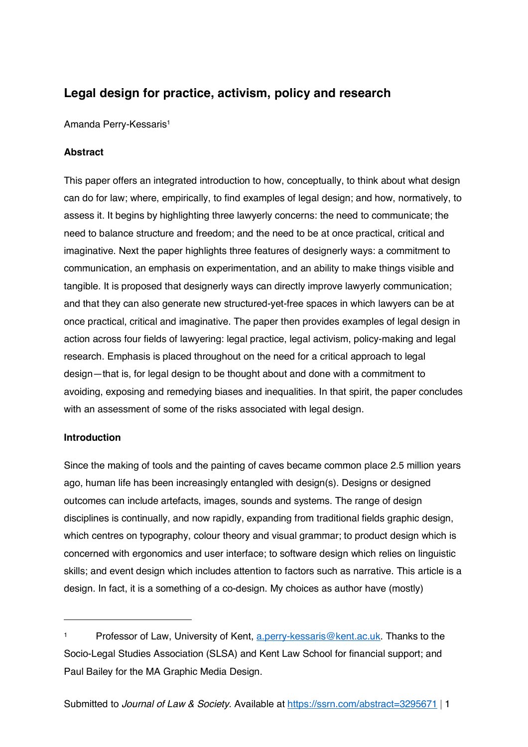# Legal design for practice, activism, policy and research

Amanda Perry-Kessaris[1]

**Abstract**

This paper offers an integrated introduction to how, conceptually, to think about what design can do for law; where, empirically, to find examples of legal design; and how, normatively, to assess it. It begins by highlighting three lawyerly concerns: the need to communicate; the need to balance structure and freedom; and the need to be at once practical, critical and imaginative. Next the paper highlights three features of designerly ways: a commitment to communication, an emphasis on experimentation, and an ability to make things visible and tangible. It is proposed that designerly ways can directly improve lawyerly communication; and that they can also generate new structured-yet-free spaces in which lawyers can be at once practical, critical and imaginative. The paper then provides examples of legal design in action across four fields of lawyering: legal practice, legal activism, policy-making and legal research. Emphasis is placed throughout on the need for a critical approach to legal design—that is, for legal design to be thought about and done with a commitment to avoiding, exposing and remedying biases and inequalities. In that spirit, the paper concludes with an assessment of some of the risks associated with legal design.

**Introduction**

Since the making of tools and the painting of caves became common place 2.5 million years ago, human life has been increasingly entangled with design(s). Designs or designed outcomes can include artefacts, images, sounds and systems. The range of design disciplines is continually, and now rapidly, expanding from traditional fields graphic design, which centres on typography, colour theory and visual grammar; to product design which is concerned with ergonomics and user interface; to software design which relies on linguistic skills; and event design which includes attention to factors such as narrative. This article is a design. In fact, it is a something of a co-design. My choices as author have (mostly)

---

[1] Professor of Law, University of Kent, a.perry-kessaris@kent.ac.uk. Thanks to the Socio-Legal Studies Association (SLSA) and Kent Law School for financial support; and Paul Bailey for the MA Graphic Media Design.

Submitted to *Journal of Law & Society*. Available at https://ssrn.com/abstract=3295671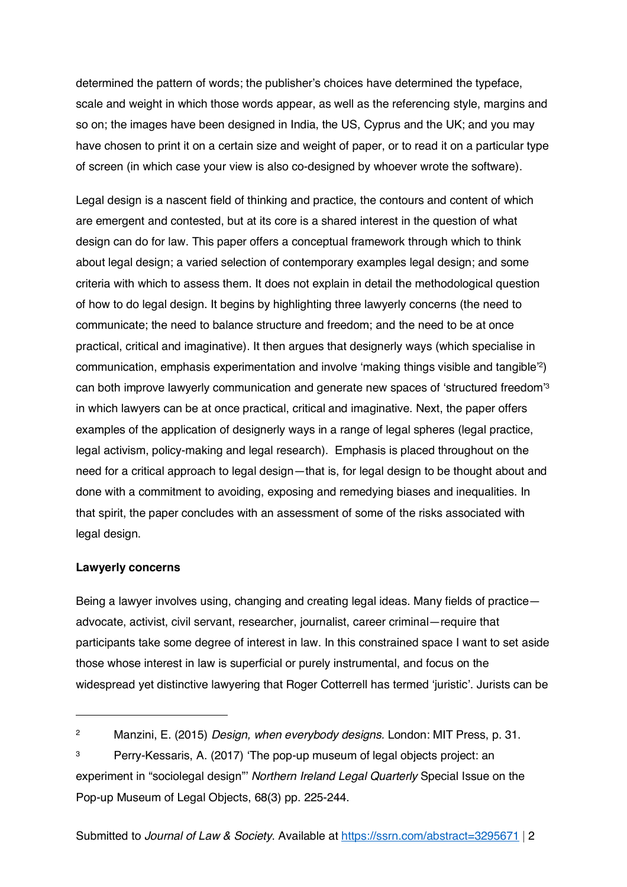determined the pattern of words; the publisher's choices have determined the typeface, scale and weight in which those words appear, as well as the referencing style, margins and so on; the images have been designed in India, the US, Cyprus and the UK; and you may have chosen to print it on a certain size and weight of paper, or to read it on a particular type of screen (in which case your view is also co-designed by whoever wrote the software).

Legal design is a nascent field of thinking and practice, the contours and content of which are emergent and contested, but at its core is a shared interest in the question of what design can do for law. This paper offers a conceptual framework through which to think about legal design; a varied selection of contemporary examples legal design; and some criteria with which to assess them. It does not explain in detail the methodological question of how to do legal design. It begins by highlighting three lawyerly concerns (the need to communicate; the need to balance structure and freedom; and the need to be at once practical, critical and imaginative). It then argues that designerly ways (which specialise in communication, emphasis experimentation and involve 'making things visible and tangible'[2]) can both improve lawyerly communication and generate new spaces of 'structured freedom'[3] in which lawyers can be at once practical, critical and imaginative. Next, the paper offers examples of the application of designerly ways in a range of legal spheres (legal practice, legal activism, policy-making and legal research). Emphasis is placed throughout on the need for a critical approach to legal design—that is, for legal design to be thought about and done with a commitment to avoiding, exposing and remedying biases and inequalities. In that spirit, the paper concludes with an assessment of some of the risks associated with legal design.

**Lawyerly concerns**

Being a lawyer involves using, changing and creating legal ideas. Many fields of practice—advocate, activist, civil servant, researcher, journalist, career criminal—require that participants take some degree of interest in law. In this constrained space I want to set aside those whose interest in law is superficial or purely instrumental, and focus on the widespread yet distinctive lawyering that Roger Cotterrell has termed 'juristic'. Jurists can be

---

[2] Manzini, E. (2015) *Design, when everybody designs.* London: MIT Press, p. 31.

[3] Perry-Kessaris, A. (2017) 'The pop-up museum of legal objects project: an experiment in "sociolegal design"' *Northern Ireland Legal Quarterly* Special Issue on the Pop-up Museum of Legal Objects, 68(3) pp. 225-244.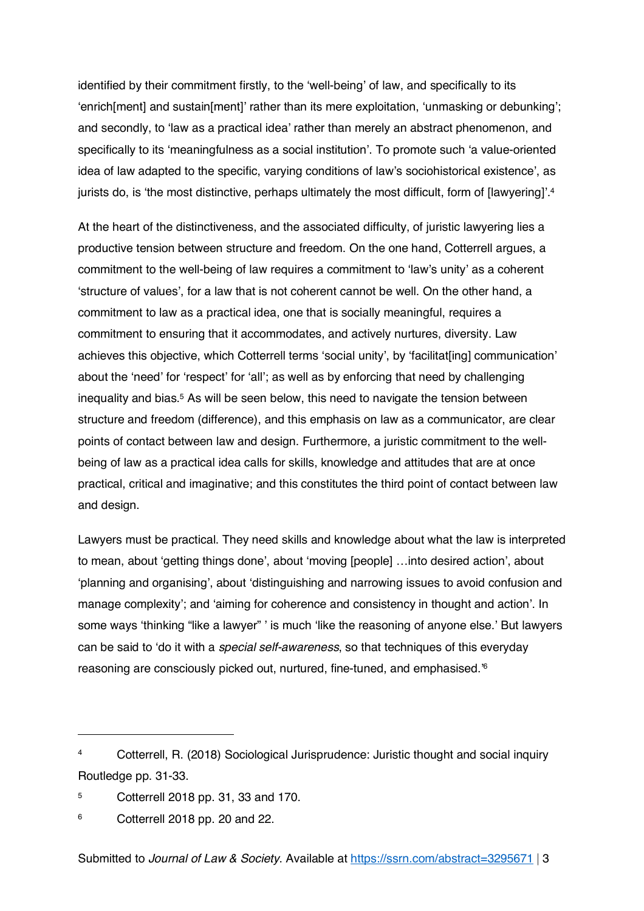identified by their commitment firstly, to the 'well-being' of law, and specifically to its 'enrich[ment] and sustain[ment]' rather than its mere exploitation, 'unmasking or debunking'; and secondly, to 'law as a practical idea' rather than merely an abstract phenomenon, and specifically to its 'meaningfulness as a social institution'. To promote such 'a value-oriented idea of law adapted to the specific, varying conditions of law's sociohistorical existence', as jurists do, is 'the most distinctive, perhaps ultimately the most difficult, form of [lawyering]'.[4]

At the heart of the distinctiveness, and the associated difficulty, of juristic lawyering lies a productive tension between structure and freedom. On the one hand, Cotterrell argues, a commitment to the well-being of law requires a commitment to 'law's unity' as a coherent 'structure of values', for a law that is not coherent cannot be well. On the other hand, a commitment to law as a practical idea, one that is socially meaningful, requires a commitment to ensuring that it accommodates, and actively nurtures, diversity. Law achieves this objective, which Cotterrell terms 'social unity', by 'facilitat[ing] communication' about the 'need' for 'respect' for 'all'; as well as by enforcing that need by challenging inequality and bias.[5] As will be seen below, this need to navigate the tension between structure and freedom (difference), and this emphasis on law as a communicator, are clear points of contact between law and design. Furthermore, a juristic commitment to the well-being of law as a practical idea calls for skills, knowledge and attitudes that are at once practical, critical and imaginative; and this constitutes the third point of contact between law and design.

Lawyers must be practical. They need skills and knowledge about what the law is interpreted to mean, about 'getting things done', about 'moving [people] …into desired action', about 'planning and organising', about 'distinguishing and narrowing issues to avoid confusion and manage complexity'; and 'aiming for coherence and consistency in thought and action'. In some ways 'thinking "like a lawyer" ' is much 'like the reasoning of anyone else.' But lawyers can be said to 'do it with a *special self-awareness*, so that techniques of this everyday reasoning are consciously picked out, nurtured, fine-tuned, and emphasised.'[6]

---

[4] Cotterrell, R. (2018) Sociological Jurisprudence: Juristic thought and social inquiry Routledge pp. 31-33.

[5] Cotterrell 2018 pp. 31, 33 and 170.

[6] Cotterrell 2018 pp. 20 and 22.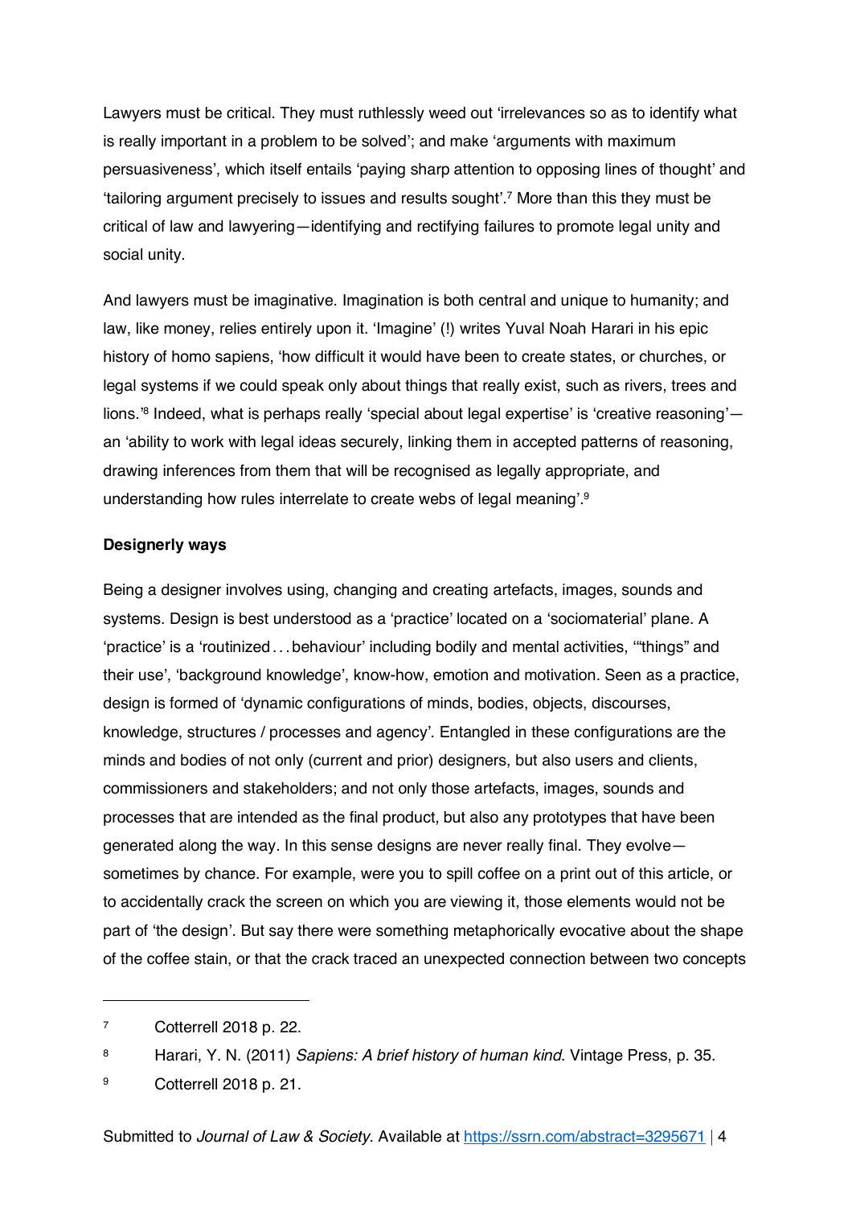Lawyers must be critical. They must ruthlessly weed out 'irrelevances so as to identify what is really important in a problem to be solved'; and make 'arguments with maximum persuasiveness', which itself entails 'paying sharp attention to opposing lines of thought' and 'tailoring argument precisely to issues and results sought'.[7] More than this they must be critical of law and lawyering—identifying and rectifying failures to promote legal unity and social unity.

And lawyers must be imaginative. Imagination is both central and unique to humanity; and law, like money, relies entirely upon it. 'Imagine' (!) writes Yuval Noah Harari in his epic history of homo sapiens, 'how difficult it would have been to create states, or churches, or legal systems if we could speak only about things that really exist, such as rivers, trees and lions.'[8] Indeed, what is perhaps really 'special about legal expertise' is 'creative reasoning'—an 'ability to work with legal ideas securely, linking them in accepted patterns of reasoning, drawing inferences from them that will be recognised as legally appropriate, and understanding how rules interrelate to create webs of legal meaning'.[9]

**Designerly ways**

Being a designer involves using, changing and creating artefacts, images, sounds and systems. Design is best understood as a 'practice' located on a 'sociomaterial' plane. A 'practice' is a 'routinized . . . behaviour' including bodily and mental activities, '"things" and their use', 'background knowledge', know-how, emotion and motivation. Seen as a practice, design is formed of 'dynamic configurations of minds, bodies, objects, discourses, knowledge, structures / processes and agency'. Entangled in these configurations are the minds and bodies of not only (current and prior) designers, but also users and clients, commissioners and stakeholders; and not only those artefacts, images, sounds and processes that are intended as the final product, but also any prototypes that have been generated along the way. In this sense designs are never really final. They evolve—sometimes by chance. For example, were you to spill coffee on a print out of this article, or to accidentally crack the screen on which you are viewing it, those elements would not be part of 'the design'. But say there were something metaphorically evocative about the shape of the coffee stain, or that the crack traced an unexpected connection between two concepts

---

[7] Cotterrell 2018 p. 22.

[8] Harari, Y. N. (2011) *Sapiens: A brief history of human kind.* Vintage Press, p. 35.

[9] Cotterrell 2018 p. 21.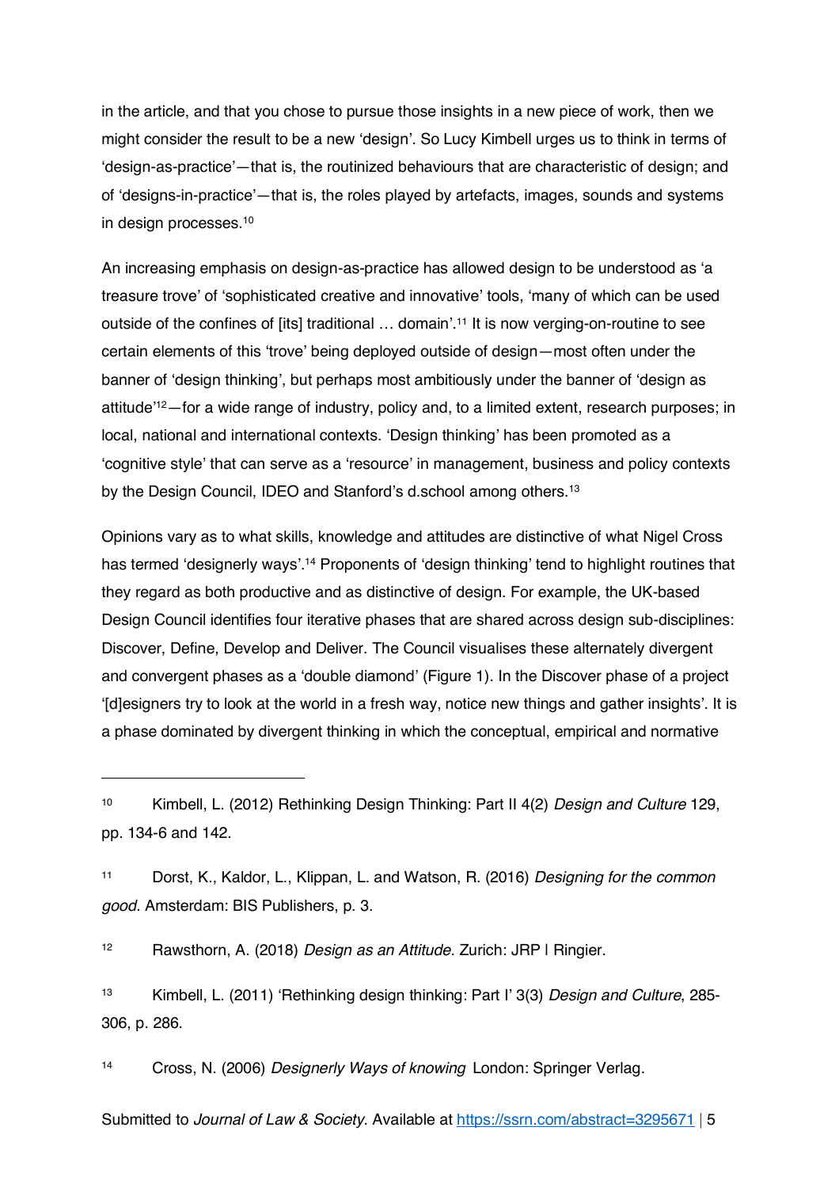in the article, and that you chose to pursue those insights in a new piece of work, then we might consider the result to be a new 'design'. So Lucy Kimbell urges us to think in terms of 'design-as-practice'—that is, the routinized behaviours that are characteristic of design; and of 'designs-in-practice'—that is, the roles played by artefacts, images, sounds and systems in design processes.[10]

An increasing emphasis on design-as-practice has allowed design to be understood as 'a treasure trove' of 'sophisticated creative and innovative' tools, 'many of which can be used outside of the confines of [its] traditional … domain'.[11] It is now verging-on-routine to see certain elements of this 'trove' being deployed outside of design—most often under the banner of 'design thinking', but perhaps most ambitiously under the banner of 'design as attitude'[12]—for a wide range of industry, policy and, to a limited extent, research purposes; in local, national and international contexts. 'Design thinking' has been promoted as a 'cognitive style' that can serve as a 'resource' in management, business and policy contexts by the Design Council, IDEO and Stanford's d.school among others.[13]

Opinions vary as to what skills, knowledge and attitudes are distinctive of what Nigel Cross has termed 'designerly ways'.[14] Proponents of 'design thinking' tend to highlight routines that they regard as both productive and as distinctive of design. For example, the UK-based Design Council identifies four iterative phases that are shared across design sub-disciplines: Discover, Define, Develop and Deliver. The Council visualises these alternately divergent and convergent phases as a 'double diamond' (Figure 1). In the Discover phase of a project '[d]esigners try to look at the world in a fresh way, notice new things and gather insights'. It is a phase dominated by divergent thinking in which the conceptual, empirical and normative

---

[10] Kimbell, L. (2012) Rethinking Design Thinking: Part II 4(2) *Design and Culture* 129, pp. 134-6 and 142.

[11] Dorst, K., Kaldor, L., Klippan, L. and Watson, R. (2016) *Designing for the common good*. Amsterdam: BIS Publishers, p. 3.

[12] Rawsthorn, A. (2018) *Design as an Attitude*. Zurich: JRP | Ringier.

[13] Kimbell, L. (2011) 'Rethinking design thinking: Part I' 3(3) *Design and Culture*, 285-306, p. 286.

[14] Cross, N. (2006) *Designerly Ways of knowing* London: Springer Verlag.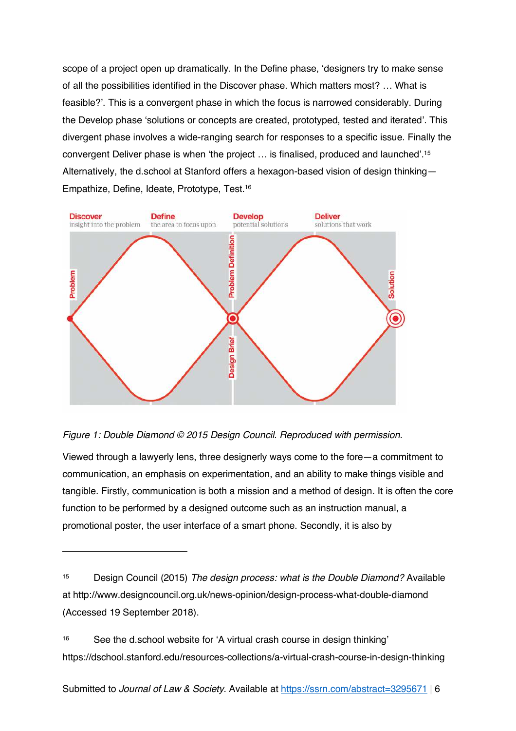scope of a project open up dramatically. In the Define phase, 'designers try to make sense of all the possibilities identified in the Discover phase. Which matters most? … What is feasible?'. This is a convergent phase in which the focus is narrowed considerably. During the Develop phase 'solutions or concepts are created, prototyped, tested and iterated'. This divergent phase involves a wide-ranging search for responses to a specific issue. Finally the convergent Deliver phase is when 'the project … is finalised, produced and launched'.[15] Alternatively, the d.school at Stanford offers a hexagon-based vision of design thinking—Empathize, Define, Ideate, Prototype, Test.[16]

*Figure 1: Double Diamond © 2015 Design Council. Reproduced with permission.*

Viewed through a lawyerly lens, three designerly ways come to the fore—a commitment to communication, an emphasis on experimentation, and an ability to make things visible and tangible. Firstly, communication is both a mission and a method of design. It is often the core function to be performed by a designed outcome such as an instruction manual, a promotional poster, the user interface of a smart phone. Secondly, it is also by

---

[15] Design Council (2015) *The design process: what is the Double Diamond?* Available at http://www.designcouncil.org.uk/news-opinion/design-process-what-double-diamond (Accessed 19 September 2018).

[16] See the d.school website for 'A virtual crash course in design thinking' https://dschool.stanford.edu/resources-collections/a-virtual-crash-course-in-design-thinking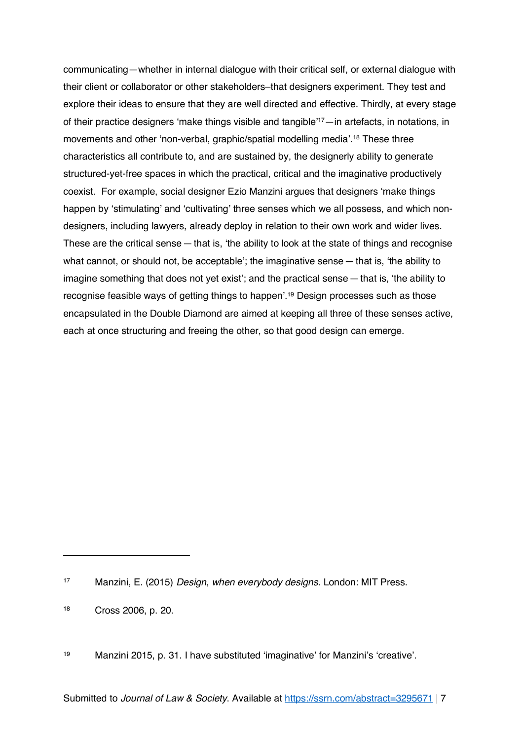communicating—whether in internal dialogue with their critical self, or external dialogue with their client or collaborator or other stakeholders–that designers experiment. They test and explore their ideas to ensure that they are well directed and effective. Thirdly, at every stage of their practice designers 'make things visible and tangible'[17]—in artefacts, in notations, in movements and other 'non-verbal, graphic/spatial modelling media'.[18] These three characteristics all contribute to, and are sustained by, the designerly ability to generate structured-yet-free spaces in which the practical, critical and the imaginative productively coexist. For example, social designer Ezio Manzini argues that designers 'make things happen by 'stimulating' and 'cultivating' three senses which we all possess, and which non-designers, including lawyers, already deploy in relation to their own work and wider lives. These are the critical sense — that is, 'the ability to look at the state of things and recognise what cannot, or should not, be acceptable'; the imaginative sense — that is, 'the ability to imagine something that does not yet exist'; and the practical sense — that is, 'the ability to recognise feasible ways of getting things to happen'.[19] Design processes such as those encapsulated in the Double Diamond are aimed at keeping all three of these senses active, each at once structuring and freeing the other, so that good design can emerge.

---

[17] Manzini, E. (2015) *Design, when everybody designs.* London: MIT Press.

[18] Cross 2006, p. 20.

[19] Manzini 2015, p. 31. I have substituted 'imaginative' for Manzini's 'creative'.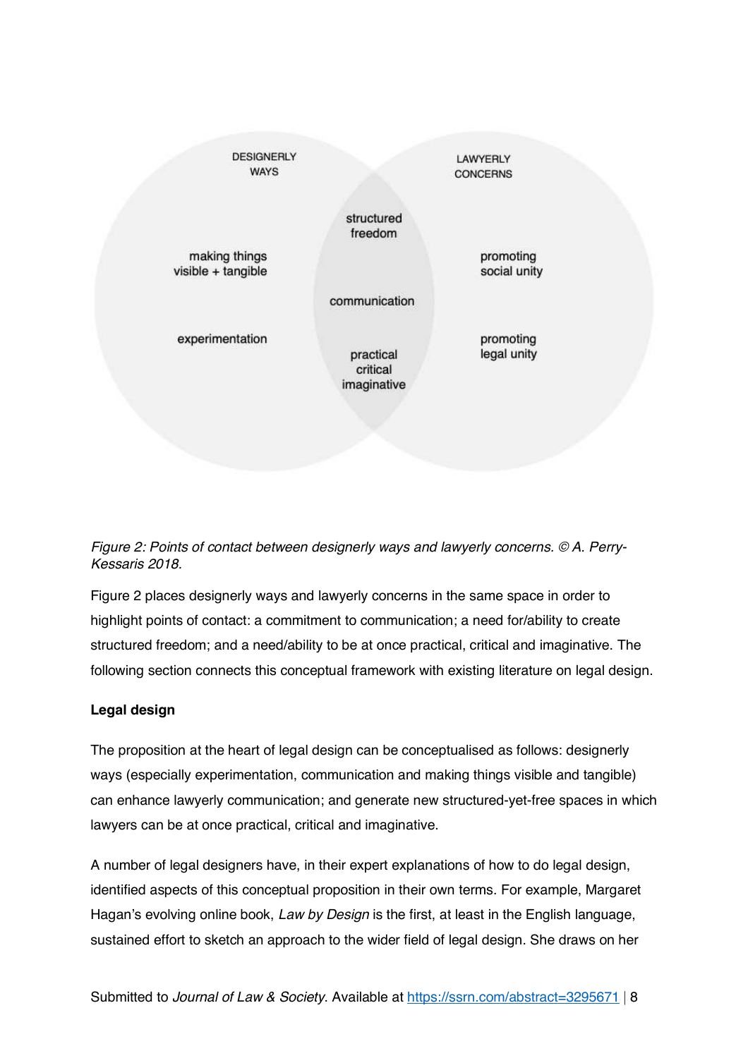DESIGNERLY WAYS

making things visible + tangible

experimentation

structured freedom

communication

practical critical imaginative

LAWYERLY CONCERNS

promoting social unity

promoting legal unity

*Figure 2: Points of contact between designerly ways and lawyerly concerns. © A. Perry-Kessaris 2018.*

Figure 2 places designerly ways and lawyerly concerns in the same space in order to highlight points of contact: a commitment to communication; a need for/ability to create structured freedom; and a need/ability to be at once practical, critical and imaginative. The following section connects this conceptual framework with existing literature on legal design.

**Legal design**

The proposition at the heart of legal design can be conceptualised as follows: designerly ways (especially experimentation, communication and making things visible and tangible) can enhance lawyerly communication; and generate new structured-yet-free spaces in which lawyers can be at once practical, critical and imaginative.

A number of legal designers have, in their expert explanations of how to do legal design, identified aspects of this conceptual proposition in their own terms. For example, Margaret Hagan's evolving online book, *Law by Design* is the first, at least in the English language, sustained effort to sketch an approach to the wider field of legal design. She draws on her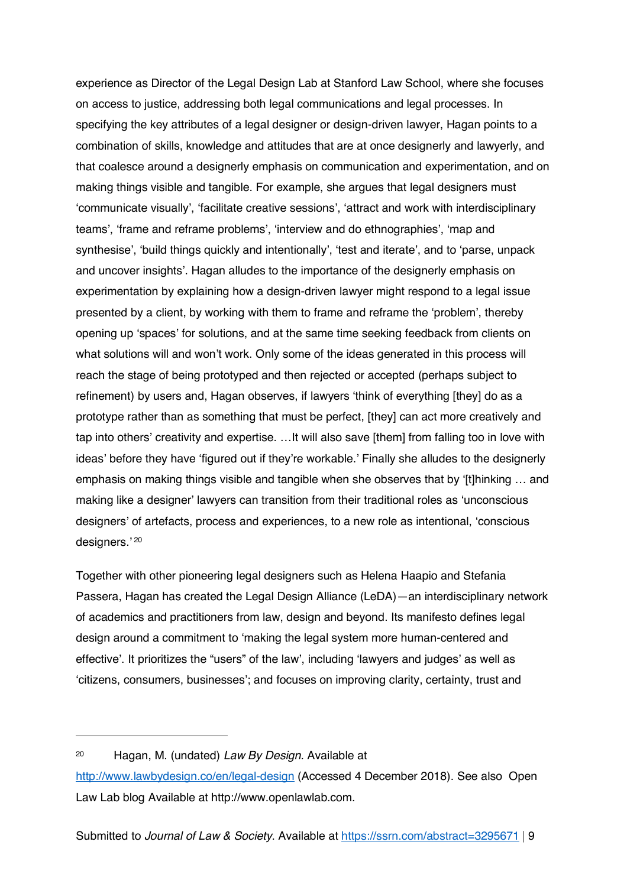experience as Director of the Legal Design Lab at Stanford Law School, where she focuses on access to justice, addressing both legal communications and legal processes. In specifying the key attributes of a legal designer or design-driven lawyer, Hagan points to a combination of skills, knowledge and attitudes that are at once designerly and lawyerly, and that coalesce around a designerly emphasis on communication and experimentation, and on making things visible and tangible. For example, she argues that legal designers must 'communicate visually', 'facilitate creative sessions', 'attract and work with interdisciplinary teams', 'frame and reframe problems', 'interview and do ethnographies', 'map and synthesise', 'build things quickly and intentionally', 'test and iterate', and to 'parse, unpack and uncover insights'. Hagan alludes to the importance of the designerly emphasis on experimentation by explaining how a design-driven lawyer might respond to a legal issue presented by a client, by working with them to frame and reframe the 'problem', thereby opening up 'spaces' for solutions, and at the same time seeking feedback from clients on what solutions will and won't work. Only some of the ideas generated in this process will reach the stage of being prototyped and then rejected or accepted (perhaps subject to refinement) by users and, Hagan observes, if lawyers 'think of everything [they] do as a prototype rather than as something that must be perfect, [they] can act more creatively and tap into others' creativity and expertise. …It will also save [them] from falling too in love with ideas' before they have 'figured out if they're workable.' Finally she alludes to the designerly emphasis on making things visible and tangible when she observes that by '[t]hinking … and making like a designer' lawyers can transition from their traditional roles as 'unconscious designers' of artefacts, process and experiences, to a new role as intentional, 'conscious designers.'[20]

Together with other pioneering legal designers such as Helena Haapio and Stefania Passera, Hagan has created the Legal Design Alliance (LeDA)—an interdisciplinary network of academics and practitioners from law, design and beyond. Its manifesto defines legal design around a commitment to 'making the legal system more human-centered and effective'. It prioritizes the "users" of the law', including 'lawyers and judges' as well as 'citizens, consumers, businesses'; and focuses on improving clarity, certainty, trust and

---

[20] Hagan, M. (undated) *Law By Design.* Available at http://www.lawbydesign.co/en/legal-design (Accessed 4 December 2018). See also Open Law Lab blog Available at http://www.openlawlab.com.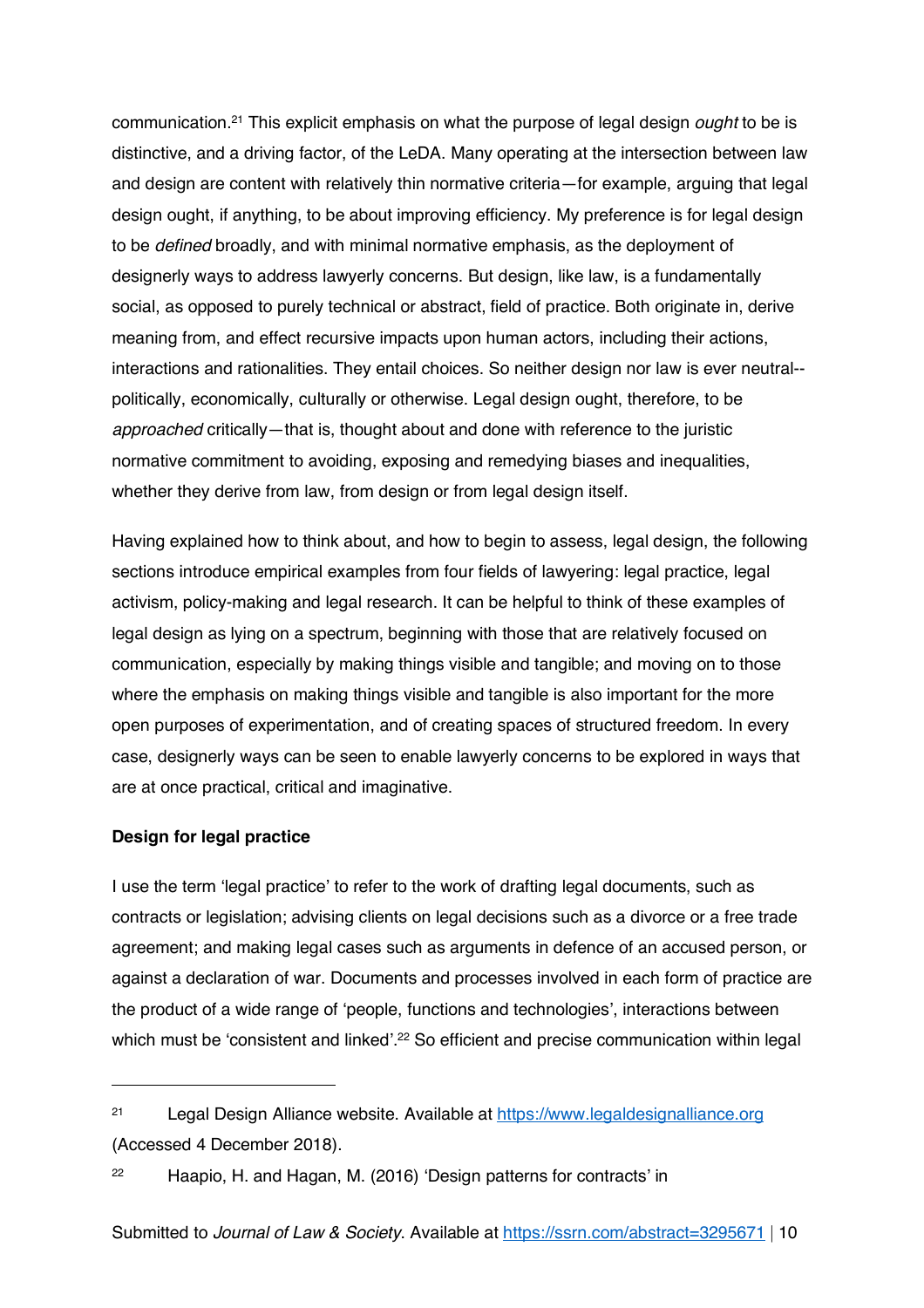communication.[21] This explicit emphasis on what the purpose of legal design *ought* to be is distinctive, and a driving factor, of the LeDA. Many operating at the intersection between law and design are content with relatively thin normative criteria—for example, arguing that legal design ought, if anything, to be about improving efficiency. My preference is for legal design to be *defined* broadly, and with minimal normative emphasis, as the deployment of designerly ways to address lawyerly concerns. But design, like law, is a fundamentally social, as opposed to purely technical or abstract, field of practice. Both originate in, derive meaning from, and effect recursive impacts upon human actors, including their actions, interactions and rationalities. They entail choices. So neither design nor law is ever neutral--politically, economically, culturally or otherwise. Legal design ought, therefore, to be *approached* critically—that is, thought about and done with reference to the juristic normative commitment to avoiding, exposing and remedying biases and inequalities, whether they derive from law, from design or from legal design itself.

Having explained how to think about, and how to begin to assess, legal design, the following sections introduce empirical examples from four fields of lawyering: legal practice, legal activism, policy-making and legal research. It can be helpful to think of these examples of legal design as lying on a spectrum, beginning with those that are relatively focused on communication, especially by making things visible and tangible; and moving on to those where the emphasis on making things visible and tangible is also important for the more open purposes of experimentation, and of creating spaces of structured freedom. In every case, designerly ways can be seen to enable lawyerly concerns to be explored in ways that are at once practical, critical and imaginative.

**Design for legal practice**

I use the term 'legal practice' to refer to the work of drafting legal documents, such as contracts or legislation; advising clients on legal decisions such as a divorce or a free trade agreement; and making legal cases such as arguments in defence of an accused person, or against a declaration of war. Documents and processes involved in each form of practice are the product of a wide range of 'people, functions and technologies', interactions between which must be 'consistent and linked'.[22] So efficient and precise communication within legal

---

[21] Legal Design Alliance website. Available at https://www.legaldesignalliance.org (Accessed 4 December 2018).

[22] Haapio, H. and Hagan, M. (2016) 'Design patterns for contracts' in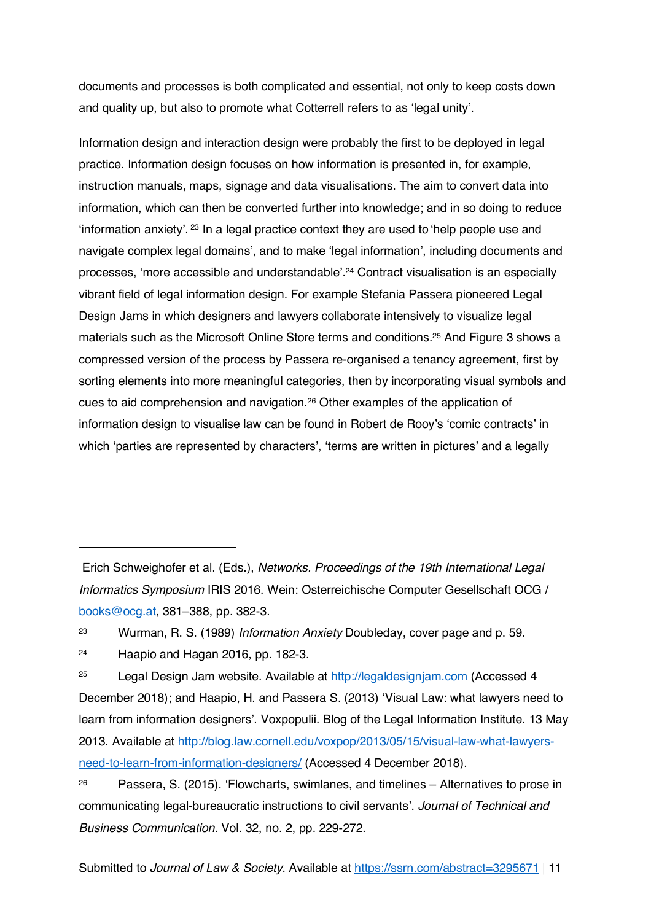documents and processes is both complicated and essential, not only to keep costs down and quality up, but also to promote what Cotterrell refers to as 'legal unity'.

Information design and interaction design were probably the first to be deployed in legal practice. Information design focuses on how information is presented in, for example, instruction manuals, maps, signage and data visualisations. The aim to convert data into information, which can then be converted further into knowledge; and in so doing to reduce 'information anxiety'.[23] In a legal practice context they are used to 'help people use and navigate complex legal domains', and to make 'legal information', including documents and processes, 'more accessible and understandable'.[24] Contract visualisation is an especially vibrant field of legal information design. For example Stefania Passera pioneered Legal Design Jams in which designers and lawyers collaborate intensively to visualize legal materials such as the Microsoft Online Store terms and conditions.[25] And Figure 3 shows a compressed version of the process by Passera re-organised a tenancy agreement, first by sorting elements into more meaningful categories, then by incorporating visual symbols and cues to aid comprehension and navigation.[26] Other examples of the application of information design to visualise law can be found in Robert de Rooy's 'comic contracts' in which 'parties are represented by characters', 'terms are written in pictures' and a legally

---

Erich Schweighofer et al. (Eds.), *Networks. Proceedings of the 19th International Legal Informatics Symposium* IRIS 2016. Wein: Osterreichische Computer Gesellschaft OCG / books@ocg.at, 381–388, pp. 382-3.

[23] Wurman, R. S. (1989) *Information Anxiety* Doubleday, cover page and p. 59.

[24] Haapio and Hagan 2016, pp. 182-3.

[25] Legal Design Jam website. Available at http://legaldesignjam.com (Accessed 4 December 2018); and Haapio, H. and Passera S. (2013) 'Visual Law: what lawyers need to learn from information designers'. Voxpopulii. Blog of the Legal Information Institute. 13 May 2013. Available at http://blog.law.cornell.edu/voxpop/2013/05/15/visual-law-what-lawyers-need-to-learn-from-information-designers/ (Accessed 4 December 2018).

[26] Passera, S. (2015). 'Flowcharts, swimlanes, and timelines – Alternatives to prose in communicating legal-bureaucratic instructions to civil servants'. *Journal of Technical and Business Communication.* Vol. 32, no. 2, pp. 229-272.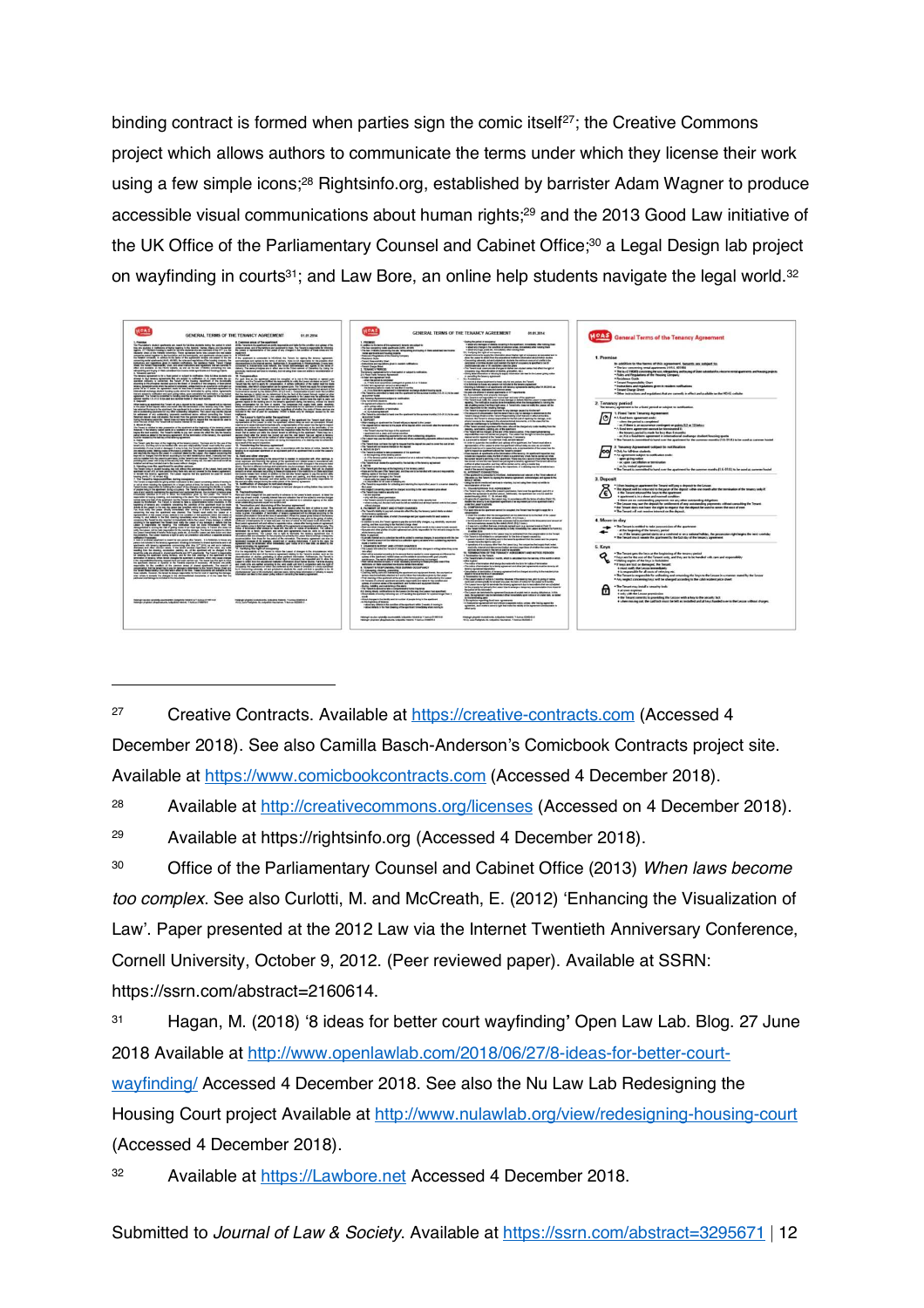binding contract is formed when parties sign the comic itself[27]; the Creative Commons project which allows authors to communicate the terms under which they license their work using a few simple icons;[28] Rightsinfo.org, established by barrister Adam Wagner to produce accessible visual communications about human rights;[29] and the 2013 Good Law initiative of the UK Office of the Parliamentary Counsel and Cabinet Office;[30] a Legal Design lab project on wayfinding in courts[31]; and Law Bore, an online help students navigate the legal world.[32]

---

[27] Creative Contracts. Available at https://creative-contracts.com (Accessed 4 December 2018). See also Camilla Basch-Anderson's Comicbook Contracts project site. Available at https://www.comicbookcontracts.com (Accessed 4 December 2018).

[28] Available at http://creativecommons.org/licenses (Accessed on 4 December 2018).

[29] Available at https://rightsinfo.org (Accessed 4 December 2018).

[30] Office of the Parliamentary Counsel and Cabinet Office (2013) *When laws become too complex*. See also Curlotti, M. and McCreath, E. (2012) 'Enhancing the Visualization of Law'. Paper presented at the 2012 Law via the Internet Twentieth Anniversary Conference, Cornell University, October 9, 2012. (Peer reviewed paper). Available at SSRN: https://ssrn.com/abstract=2160614.

[31] Hagan, M. (2018) '8 ideas for better court wayfinding' Open Law Lab. Blog. 27 June 2018 Available at http://www.openlawlab.com/2018/06/27/8-ideas-for-better-court-wayfinding/ Accessed 4 December 2018. See also the Nu Law Lab Redesigning the Housing Court project Available at http://www.nulawlab.org/view/redesigning-housing-court (Accessed 4 December 2018).

[32] Available at https://Lawbore.net Accessed 4 December 2018.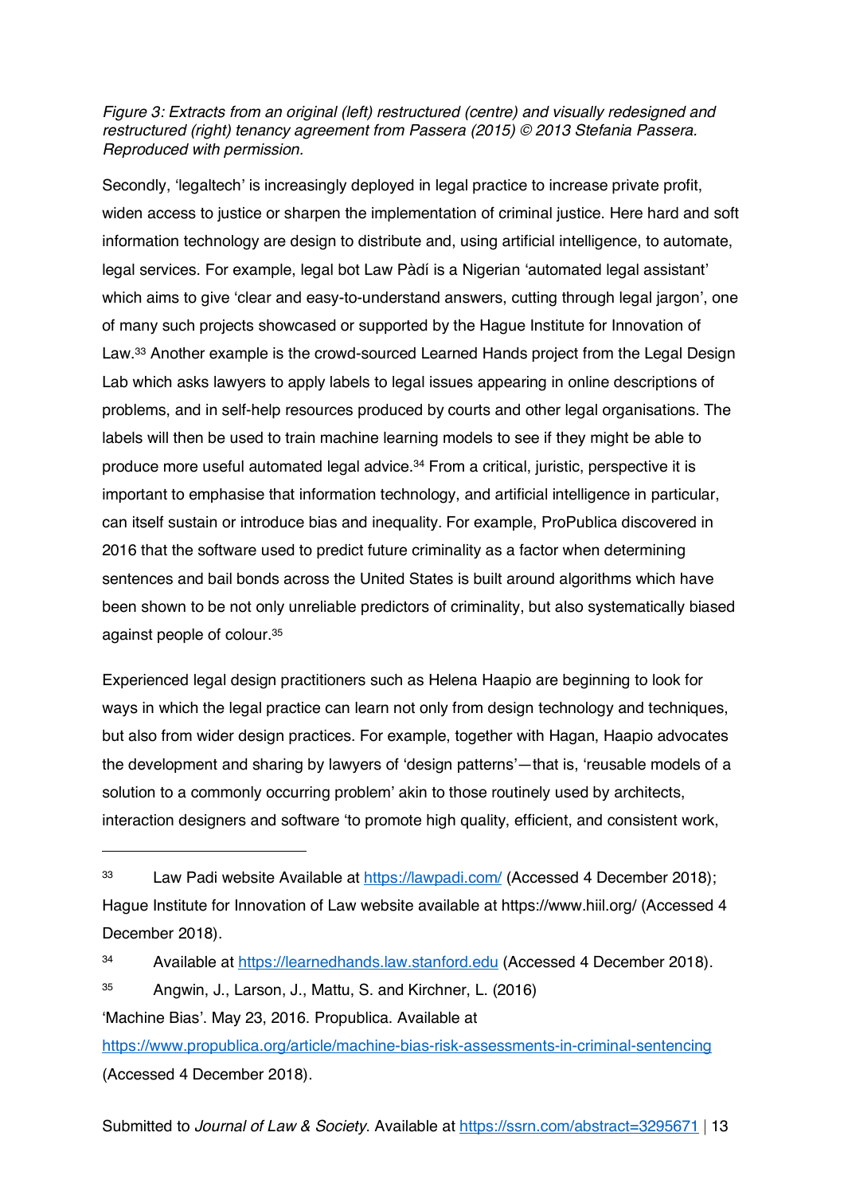*Figure 3: Extracts from an original (left) restructured (centre) and visually redesigned and restructured (right) tenancy agreement from Passera (2015) © 2013 Stefania Passera. Reproduced with permission.*

Secondly, 'legaltech' is increasingly deployed in legal practice to increase private profit, widen access to justice or sharpen the implementation of criminal justice. Here hard and soft information technology are design to distribute and, using artificial intelligence, to automate, legal services. For example, legal bot Law Pàdí is a Nigerian 'automated legal assistant' which aims to give 'clear and easy-to-understand answers, cutting through legal jargon', one of many such projects showcased or supported by the Hague Institute for Innovation of Law.[33] Another example is the crowd-sourced Learned Hands project from the Legal Design Lab which asks lawyers to apply labels to legal issues appearing in online descriptions of problems, and in self-help resources produced by courts and other legal organisations. The labels will then be used to train machine learning models to see if they might be able to produce more useful automated legal advice.[34] From a critical, juristic, perspective it is important to emphasise that information technology, and artificial intelligence in particular, can itself sustain or introduce bias and inequality. For example, ProPublica discovered in 2016 that the software used to predict future criminality as a factor when determining sentences and bail bonds across the United States is built around algorithms which have been shown to be not only unreliable predictors of criminality, but also systematically biased against people of colour.[35]

Experienced legal design practitioners such as Helena Haapio are beginning to look for ways in which the legal practice can learn not only from design technology and techniques, but also from wider design practices. For example, together with Hagan, Haapio advocates the development and sharing by lawyers of 'design patterns'—that is, 'reusable models of a solution to a commonly occurring problem' akin to those routinely used by architects, interaction designers and software 'to promote high quality, efficient, and consistent work,

---

[33] Law Padi website Available at https://lawpadi.com/ (Accessed 4 December 2018); Hague Institute for Innovation of Law website available at https://www.hiil.org/ (Accessed 4 December 2018).

[34] Available at https://learnedhands.law.stanford.edu (Accessed 4 December 2018).

[35] Angwin, J., Larson, J., Mattu, S. and Kirchner, L. (2016) 'Machine Bias'. May 23, 2016. Propublica. Available at https://www.propublica.org/article/machine-bias-risk-assessments-in-criminal-sentencing (Accessed 4 December 2018).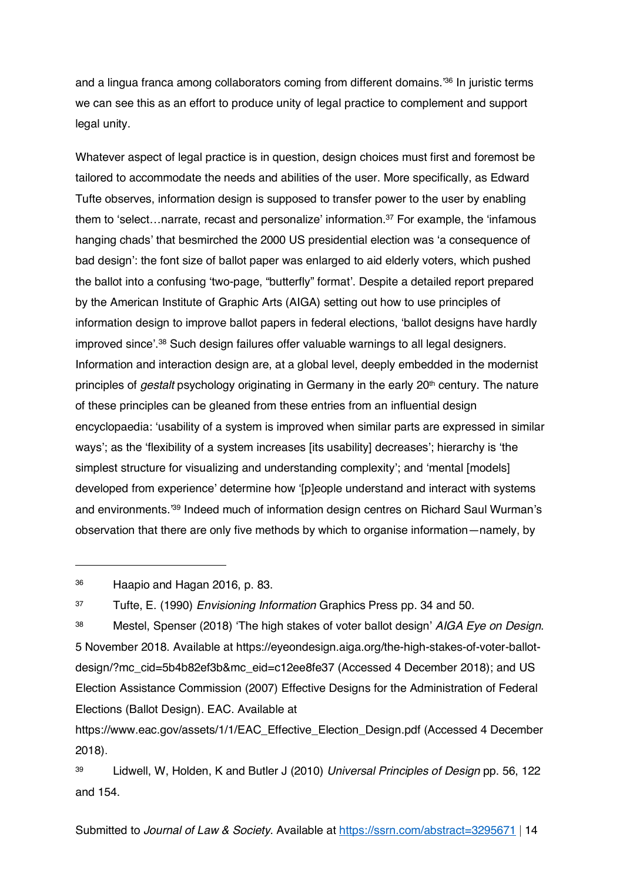and a lingua franca among collaborators coming from different domains.'[36] In juristic terms we can see this as an effort to produce unity of legal practice to complement and support legal unity.

Whatever aspect of legal practice is in question, design choices must first and foremost be tailored to accommodate the needs and abilities of the user. More specifically, as Edward Tufte observes, information design is supposed to transfer power to the user by enabling them to 'select…narrate, recast and personalize' information.[37] For example, the 'infamous hanging chads' that besmirched the 2000 US presidential election was 'a consequence of bad design': the font size of ballot paper was enlarged to aid elderly voters, which pushed the ballot into a confusing 'two-page, "butterfly" format'. Despite a detailed report prepared by the American Institute of Graphic Arts (AIGA) setting out how to use principles of information design to improve ballot papers in federal elections, 'ballot designs have hardly improved since'.[38] Such design failures offer valuable warnings to all legal designers. Information and interaction design are, at a global level, deeply embedded in the modernist principles of *gestalt* psychology originating in Germany in the early 20th century. The nature of these principles can be gleaned from these entries from an influential design encyclopaedia: 'usability of a system is improved when similar parts are expressed in similar ways'; as the 'flexibility of a system increases [its usability] decreases'; hierarchy is 'the simplest structure for visualizing and understanding complexity'; and 'mental [models] developed from experience' determine how '[p]eople understand and interact with systems and environments.'[39] Indeed much of information design centres on Richard Saul Wurman's observation that there are only five methods by which to organise information—namely, by

---

36 Haapio and Hagan 2016, p. 83.

37 Tufte, E. (1990) *Envisioning Information* Graphics Press pp. 34 and 50.

38 Mestel, Spenser (2018) 'The high stakes of voter ballot design' *AIGA Eye on Design*. 5 November 2018. Available at https://eyeondesign.aiga.org/the-high-stakes-of-voter-ballot-design/?mc_cid=5b4b82ef3b&mc_eid=c12ee8fe37 (Accessed 4 December 2018); and US Election Assistance Commission (2007) Effective Designs for the Administration of Federal Elections (Ballot Design). EAC. Available at https://www.eac.gov/assets/1/1/EAC_Effective_Election_Design.pdf (Accessed 4 December 2018).

39 Lidwell, W, Holden, K and Butler J (2010) *Universal Principles of Design* pp. 56, 122 and 154.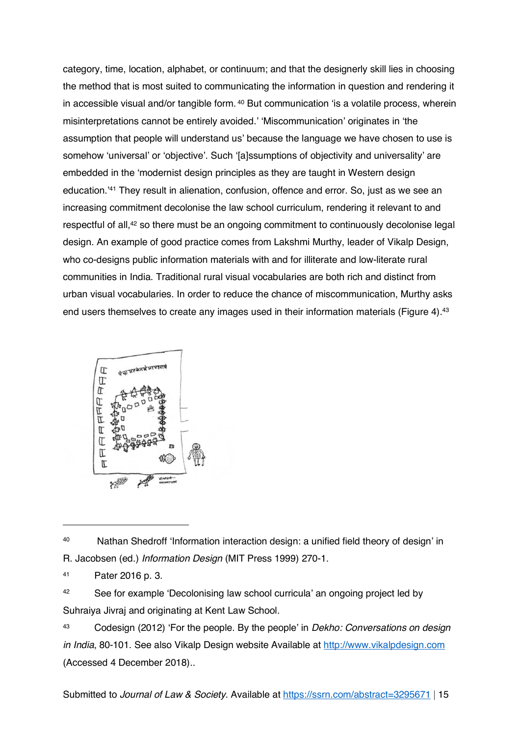category, time, location, alphabet, or continuum; and that the designerly skill lies in choosing the method that is most suited to communicating the information in question and rendering it in accessible visual and/or tangible form.[40] But communication 'is a volatile process, wherein misinterpretations cannot be entirely avoided.' 'Miscommunication' originates in 'the assumption that people will understand us' because the language we have chosen to use is somehow 'universal' or 'objective'. Such '[a]ssumptions of objectivity and universality' are embedded in the 'modernist design principles as they are taught in Western design education.'[41] They result in alienation, confusion, offence and error. So, just as we see an increasing commitment decolonise the law school curriculum, rendering it relevant to and respectful of all,[42] so there must be an ongoing commitment to continuously decolonise legal design. An example of good practice comes from Lakshmi Murthy, leader of Vikalp Design, who co-designs public information materials with and for illiterate and low-literate rural communities in India. Traditional rural visual vocabularies are both rich and distinct from urban visual vocabularies. In order to reduce the chance of miscommunication, Murthy asks end users themselves to create any images used in their information materials (Figure 4).[43]

---

[40] Nathan Shedroff 'Information interaction design: a unified field theory of design' in R. Jacobsen (ed.) *Information Design* (MIT Press 1999) 270-1.

[41] Pater 2016 p. 3.

[42] See for example 'Decolonising law school curricula' an ongoing project led by Suhraiya Jivraj and originating at Kent Law School.

[43] Codesign (2012) 'For the people. By the people' in *Dekho: Conversations on design in India*, 80-101. See also Vikalp Design website Available at http://www.vikalpdesign.com (Accessed 4 December 2018)..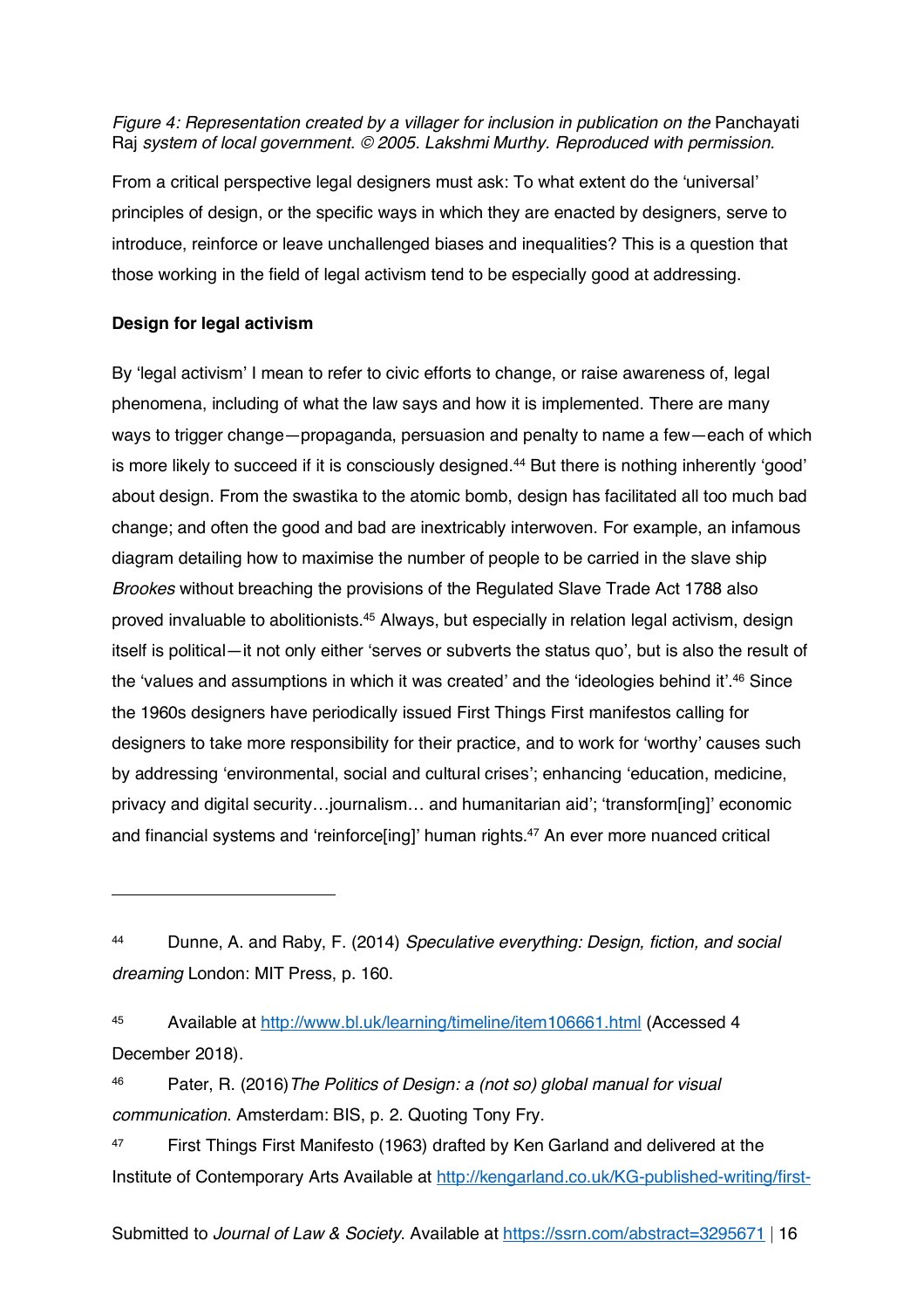*Figure 4: Representation created by a villager for inclusion in publication on the* Panchayati Raj *system of local government. © 2005. Lakshmi Murthy. Reproduced with permission.*

From a critical perspective legal designers must ask: To what extent do the 'universal' principles of design, or the specific ways in which they are enacted by designers, serve to introduce, reinforce or leave unchallenged biases and inequalities? This is a question that those working in the field of legal activism tend to be especially good at addressing.

**Design for legal activism**

By 'legal activism' I mean to refer to civic efforts to change, or raise awareness of, legal phenomena, including of what the law says and how it is implemented. There are many ways to trigger change—propaganda, persuasion and penalty to name a few—each of which is more likely to succeed if it is consciously designed.[44] But there is nothing inherently 'good' about design. From the swastika to the atomic bomb, design has facilitated all too much bad change; and often the good and bad are inextricably interwoven. For example, an infamous diagram detailing how to maximise the number of people to be carried in the slave ship *Brookes* without breaching the provisions of the Regulated Slave Trade Act 1788 also proved invaluable to abolitionists.[45] Always, but especially in relation legal activism, design itself is political—it not only either 'serves or subverts the status quo', but is also the result of the 'values and assumptions in which it was created' and the 'ideologies behind it'.[46] Since the 1960s designers have periodically issued First Things First manifestos calling for designers to take more responsibility for their practice, and to work for 'worthy' causes such by addressing 'environmental, social and cultural crises'; enhancing 'education, medicine, privacy and digital security…journalism… and humanitarian aid'; 'transform[ing]' economic and financial systems and 'reinforce[ing]' human rights.[47] An ever more nuanced critical

---

[44] Dunne, A. and Raby, F. (2014) *Speculative everything: Design, fiction, and social dreaming* London: MIT Press, p. 160.

[45] Available at http://www.bl.uk/learning/timeline/item106661.html (Accessed 4 December 2018).

[46] Pater, R. (2016) *The Politics of Design: a (not so) global manual for visual communication*. Amsterdam: BIS, p. 2. Quoting Tony Fry.

[47] First Things First Manifesto (1963) drafted by Ken Garland and delivered at the Institute of Contemporary Arts Available at http://kengarland.co.uk/KG-published-writing/first-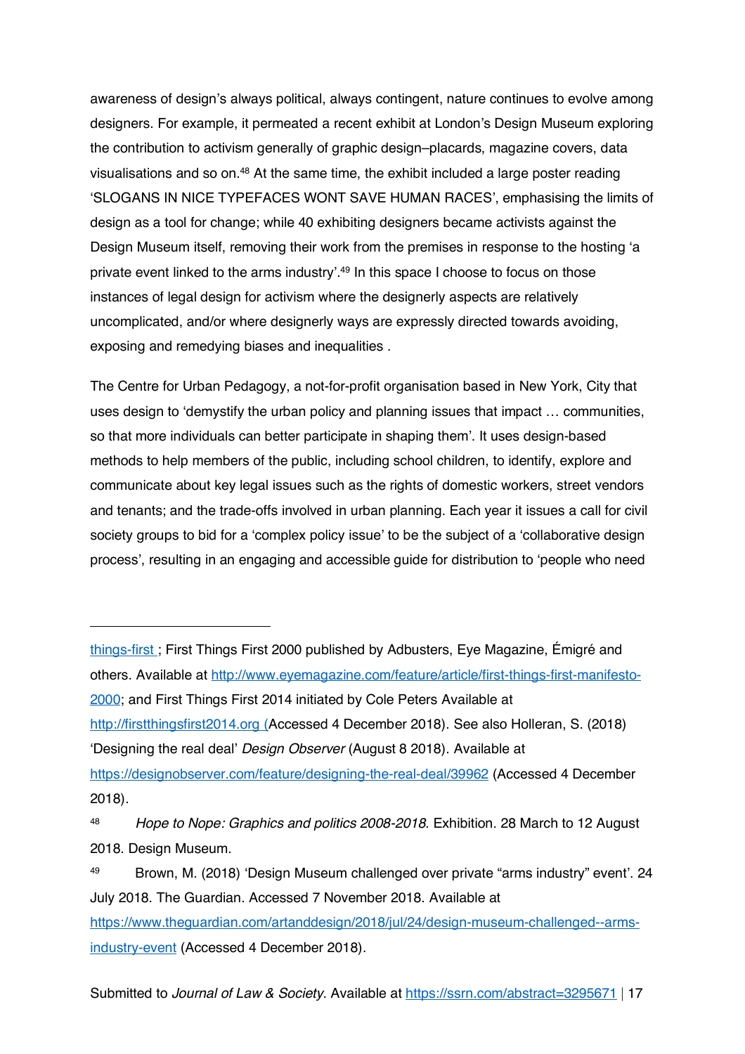awareness of design's always political, always contingent, nature continues to evolve among designers. For example, it permeated a recent exhibit at London's Design Museum exploring the contribution to activism generally of graphic design–placards, magazine covers, data visualisations and so on.[48] At the same time, the exhibit included a large poster reading 'SLOGANS IN NICE TYPEFACES WONT SAVE HUMAN RACES', emphasising the limits of design as a tool for change; while 40 exhibiting designers became activists against the Design Museum itself, removing their work from the premises in response to the hosting 'a private event linked to the arms industry'.[49] In this space I choose to focus on those instances of legal design for activism where the designerly aspects are relatively uncomplicated, and/or where designerly ways are expressly directed towards avoiding, exposing and remedying biases and inequalities .

The Centre for Urban Pedagogy, a not-for-profit organisation based in New York, City that uses design to 'demystify the urban policy and planning issues that impact … communities, so that more individuals can better participate in shaping them'. It uses design-based methods to help members of the public, including school children, to identify, explore and communicate about key legal issues such as the rights of domestic workers, street vendors and tenants; and the trade-offs involved in urban planning. Each year it issues a call for civil society groups to bid for a 'complex policy issue' to be the subject of a 'collaborative design process', resulting in an engaging and accessible guide for distribution to 'people who need

---

things-first ; First Things First 2000 published by Adbusters, Eye Magazine, Émigré and others. Available at http://www.eyemagazine.com/feature/article/first-things-first-manifesto-2000; and First Things First 2014 initiated by Cole Peters Available at http://firstthingsfirst2014.org (Accessed 4 December 2018). See also Holleran, S. (2018) 'Designing the real deal' *Design Observer* (August 8 2018). Available at https://designobserver.com/feature/designing-the-real-deal/39962 (Accessed 4 December 2018).

[48] *Hope to Nope: Graphics and politics 2008-2018*. Exhibition. 28 March to 12 August 2018. Design Museum.

[49] Brown, M. (2018) 'Design Museum challenged over private "arms industry" event'. 24 July 2018. The Guardian. Accessed 7 November 2018. Available at https://www.theguardian.com/artanddesign/2018/jul/24/design-museum-challenged--arms-industry-event (Accessed 4 December 2018).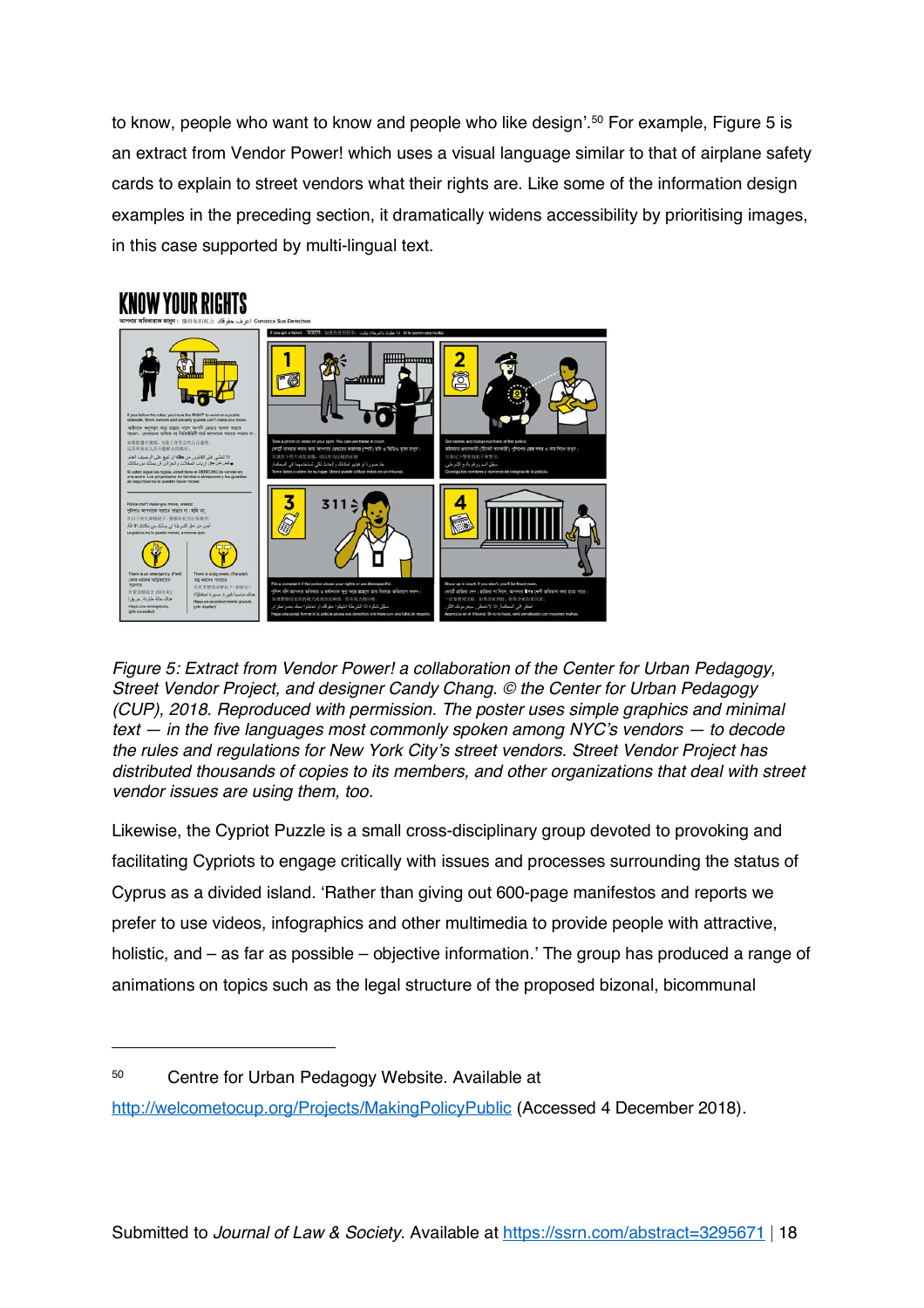to know, people who want to know and people who like design'.[50] For example, Figure 5 is an extract from Vendor Power! which uses a visual language similar to that of airplane safety cards to explain to street vendors what their rights are. Like some of the information design examples in the preceding section, it dramatically widens accessibility by prioritising images, in this case supported by multi-lingual text.

*Figure 5: Extract from Vendor Power! a collaboration of the Center for Urban Pedagogy, Street Vendor Project, and designer Candy Chang. © the Center for Urban Pedagogy (CUP), 2018. Reproduced with permission. The poster uses simple graphics and minimal text — in the five languages most commonly spoken among NYC's vendors — to decode the rules and regulations for New York City's street vendors. Street Vendor Project has distributed thousands of copies to its members, and other organizations that deal with street vendor issues are using them, too.*

Likewise, the Cypriot Puzzle is a small cross-disciplinary group devoted to provoking and facilitating Cypriots to engage critically with issues and processes surrounding the status of Cyprus as a divided island. 'Rather than giving out 600-page manifestos and reports we prefer to use videos, infographics and other multimedia to provide people with attractive, holistic, and – as far as possible – objective information.' The group has produced a range of animations on topics such as the legal structure of the proposed bizonal, bicommunal

---

[50] Centre for Urban Pedagogy Website. Available at http://welcometocup.org/Projects/MakingPolicyPublic (Accessed 4 December 2018).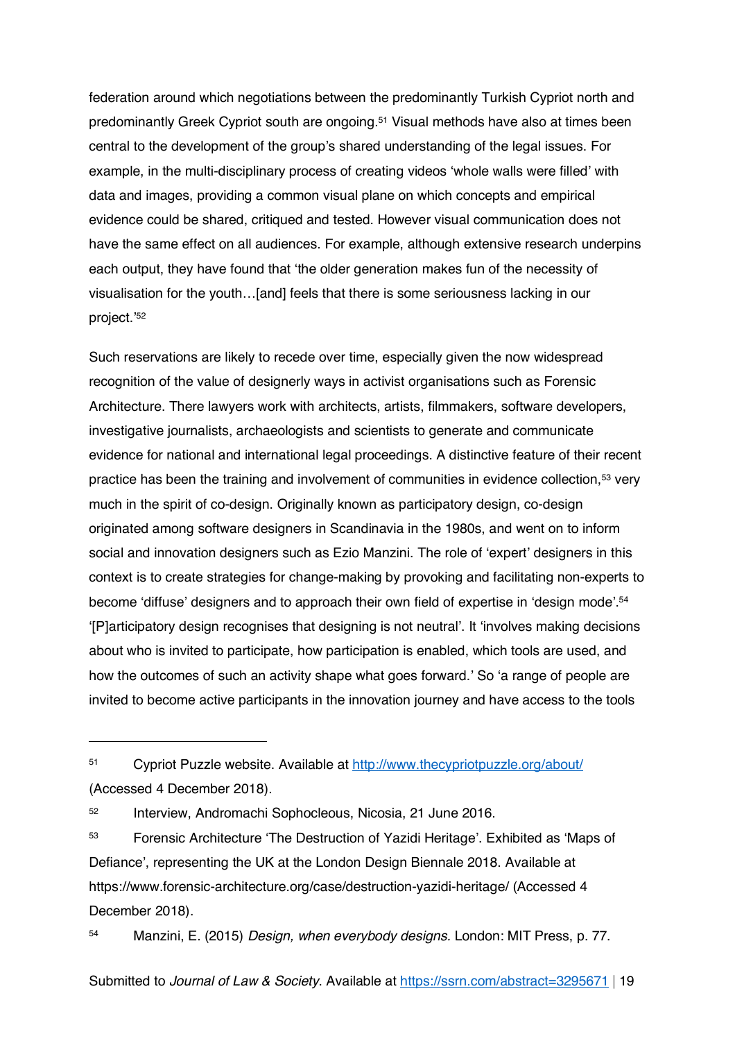federation around which negotiations between the predominantly Turkish Cypriot north and predominantly Greek Cypriot south are ongoing.[51] Visual methods have also at times been central to the development of the group's shared understanding of the legal issues. For example, in the multi-disciplinary process of creating videos 'whole walls were filled' with data and images, providing a common visual plane on which concepts and empirical evidence could be shared, critiqued and tested. However visual communication does not have the same effect on all audiences. For example, although extensive research underpins each output, they have found that 'the older generation makes fun of the necessity of visualisation for the youth…[and] feels that there is some seriousness lacking in our project.'[52]

Such reservations are likely to recede over time, especially given the now widespread recognition of the value of designerly ways in activist organisations such as Forensic Architecture. There lawyers work with architects, artists, filmmakers, software developers, investigative journalists, archaeologists and scientists to generate and communicate evidence for national and international legal proceedings. A distinctive feature of their recent practice has been the training and involvement of communities in evidence collection,[53] very much in the spirit of co-design. Originally known as participatory design, co-design originated among software designers in Scandinavia in the 1980s, and went on to inform social and innovation designers such as Ezio Manzini. The role of 'expert' designers in this context is to create strategies for change-making by provoking and facilitating non-experts to become 'diffuse' designers and to approach their own field of expertise in 'design mode'.[54] '[P]articipatory design recognises that designing is not neutral'. It 'involves making decisions about who is invited to participate, how participation is enabled, which tools are used, and how the outcomes of such an activity shape what goes forward.' So 'a range of people are invited to become active participants in the innovation journey and have access to the tools

---

[51] Cypriot Puzzle website. Available at http://www.thecypriotpuzzle.org/about/ (Accessed 4 December 2018).

[52] Interview, Andromachi Sophocleous, Nicosia, 21 June 2016.

[53] Forensic Architecture 'The Destruction of Yazidi Heritage'. Exhibited as 'Maps of Defiance', representing the UK at the London Design Biennale 2018. Available at https://www.forensic-architecture.org/case/destruction-yazidi-heritage/ (Accessed 4 December 2018).

[54] Manzini, E. (2015) *Design, when everybody designs.* London: MIT Press, p. 77.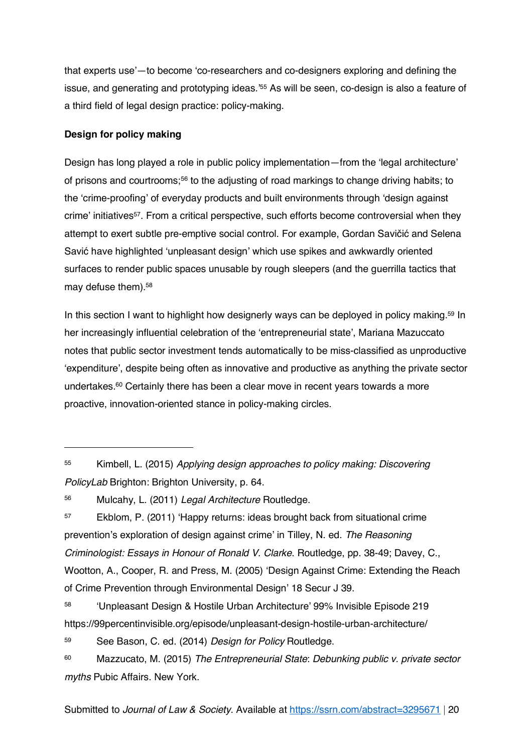that experts use'—to become 'co-researchers and co-designers exploring and defining the issue, and generating and prototyping ideas.'[55] As will be seen, co-design is also a feature of a third field of legal design practice: policy-making.

**Design for policy making**

Design has long played a role in public policy implementation—from the 'legal architecture' of prisons and courtrooms;[56] to the adjusting of road markings to change driving habits; to the 'crime-proofing' of everyday products and built environments through 'design against crime' initiatives[57]. From a critical perspective, such efforts become controversial when they attempt to exert subtle pre-emptive social control. For example, Gordan Savičić and Selena Savić have highlighted 'unpleasant design' which use spikes and awkwardly oriented surfaces to render public spaces unusable by rough sleepers (and the guerrilla tactics that may defuse them).[58]

In this section I want to highlight how designerly ways can be deployed in policy making.[59] In her increasingly influential celebration of the 'entrepreneurial state', Mariana Mazuccato notes that public sector investment tends automatically to be miss-classified as unproductive 'expenditure', despite being often as innovative and productive as anything the private sector undertakes.[60] Certainly there has been a clear move in recent years towards a more proactive, innovation-oriented stance in policy-making circles.

---

[55] Kimbell, L. (2015) *Applying design approaches to policy making: Discovering PolicyLab* Brighton: Brighton University, p. 64.

[56] Mulcahy, L. (2011) *Legal Architecture* Routledge.

[57] Ekblom, P. (2011) 'Happy returns: ideas brought back from situational crime prevention's exploration of design against crime' in Tilley, N. ed. *The Reasoning Criminologist: Essays in Honour of Ronald V. Clarke*. Routledge, pp. 38-49; Davey, C., Wootton, A., Cooper, R. and Press, M. (2005) 'Design Against Crime: Extending the Reach of Crime Prevention through Environmental Design' 18 Secur J 39.

[58] 'Unpleasant Design & Hostile Urban Architecture' 99% Invisible Episode 219 https://99percentinvisible.org/episode/unpleasant-design-hostile-urban-architecture/

[59] See Bason, C. ed. (2014) *Design for Policy* Routledge.

[60] Mazzucato, M. (2015) *The Entrepreneurial State*: *Debunking public v. private sector myths* Pubic Affairs. New York.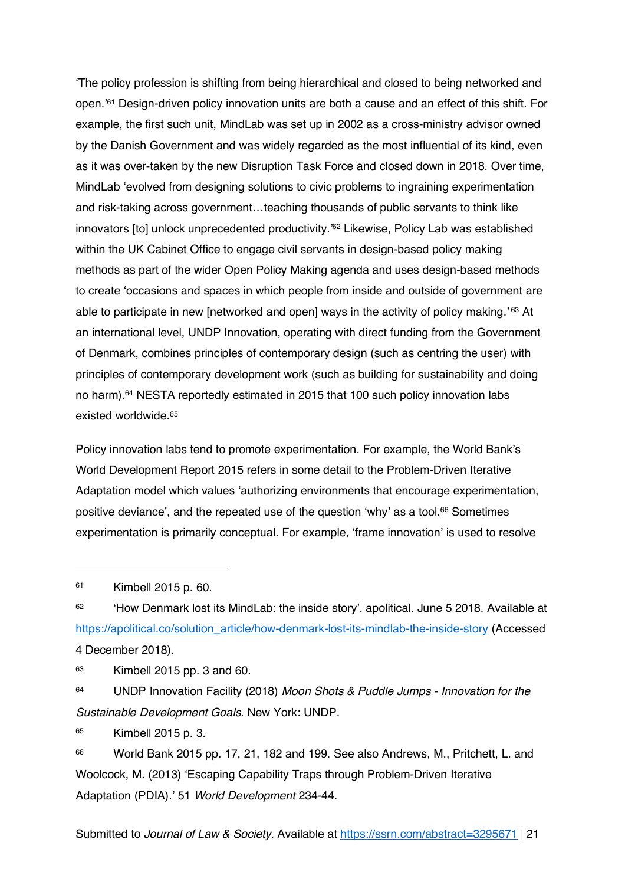'The policy profession is shifting from being hierarchical and closed to being networked and open.'[61] Design-driven policy innovation units are both a cause and an effect of this shift. For example, the first such unit, MindLab was set up in 2002 as a cross-ministry advisor owned by the Danish Government and was widely regarded as the most influential of its kind, even as it was over-taken by the new Disruption Task Force and closed down in 2018. Over time, MindLab 'evolved from designing solutions to civic problems to ingraining experimentation and risk-taking across government…teaching thousands of public servants to think like innovators [to] unlock unprecedented productivity.'[62] Likewise, Policy Lab was established within the UK Cabinet Office to engage civil servants in design-based policy making methods as part of the wider Open Policy Making agenda and uses design-based methods to create 'occasions and spaces in which people from inside and outside of government are able to participate in new [networked and open] ways in the activity of policy making.'[63] At an international level, UNDP Innovation, operating with direct funding from the Government of Denmark, combines principles of contemporary design (such as centring the user) with principles of contemporary development work (such as building for sustainability and doing no harm).[64] NESTA reportedly estimated in 2015 that 100 such policy innovation labs existed worldwide.[65]

Policy innovation labs tend to promote experimentation. For example, the World Bank's World Development Report 2015 refers in some detail to the Problem-Driven Iterative Adaptation model which values 'authorizing environments that encourage experimentation, positive deviance', and the repeated use of the question 'why' as a tool.[66] Sometimes experimentation is primarily conceptual. For example, 'frame innovation' is used to resolve

---

[61] Kimbell 2015 p. 60.

[62] 'How Denmark lost its MindLab: the inside story'. apolitical. June 5 2018. Available at https://apolitical.co/solution_article/how-denmark-lost-its-mindlab-the-inside-story (Accessed 4 December 2018).

[63] Kimbell 2015 pp. 3 and 60.

[64] UNDP Innovation Facility (2018) *Moon Shots & Puddle Jumps - Innovation for the Sustainable Development Goals*. New York: UNDP.

[65] Kimbell 2015 p. 3.

[66] World Bank 2015 pp. 17, 21, 182 and 199. See also Andrews, M., Pritchett, L. and Woolcock, M. (2013) 'Escaping Capability Traps through Problem-Driven Iterative Adaptation (PDIA).' 51 *World Development* 234-44.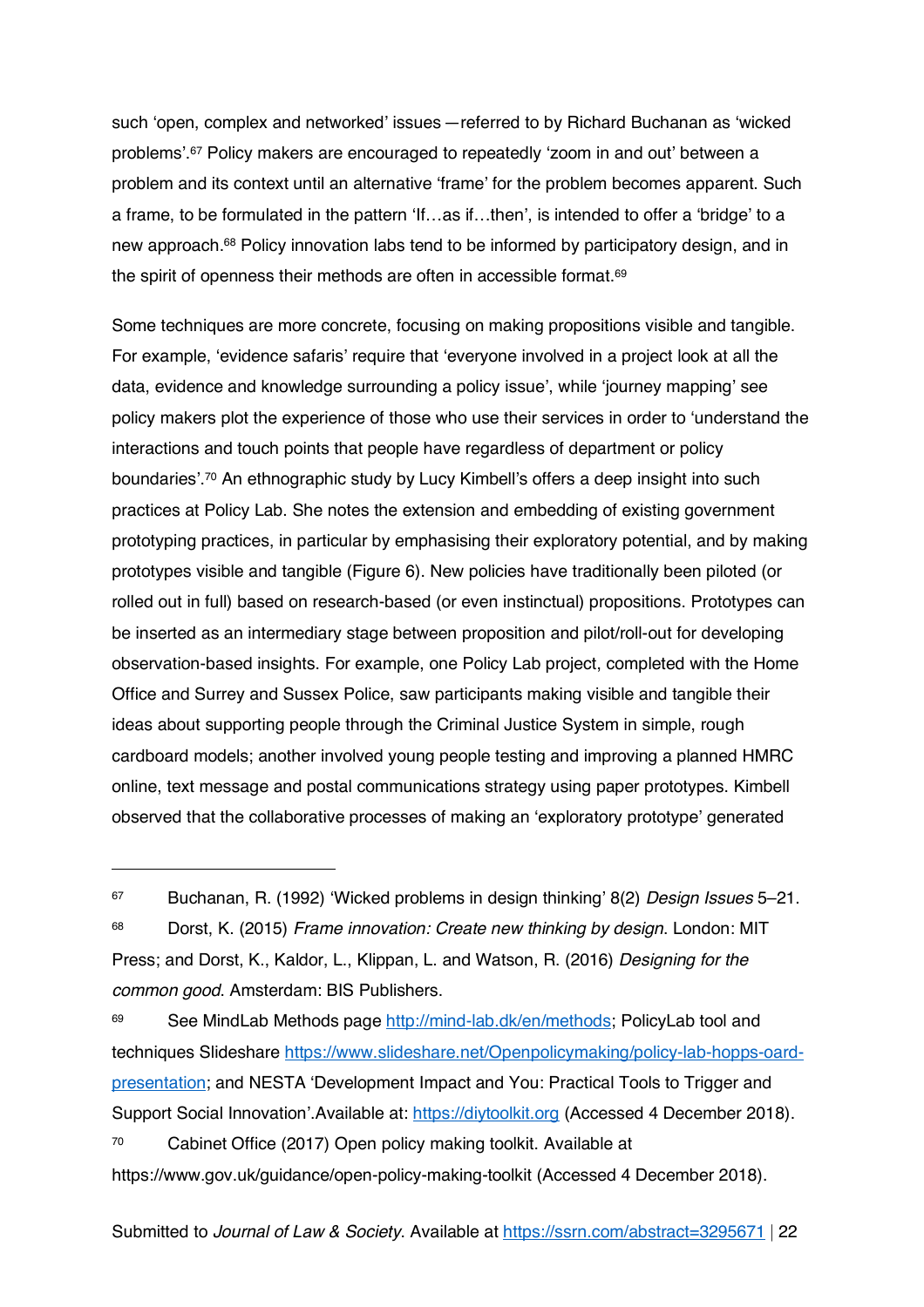such 'open, complex and networked' issues —referred to by Richard Buchanan as 'wicked problems'.[67] Policy makers are encouraged to repeatedly 'zoom in and out' between a problem and its context until an alternative 'frame' for the problem becomes apparent. Such a frame, to be formulated in the pattern 'If…as if…then', is intended to offer a 'bridge' to a new approach.[68] Policy innovation labs tend to be informed by participatory design, and in the spirit of openness their methods are often in accessible format.[69]

Some techniques are more concrete, focusing on making propositions visible and tangible. For example, 'evidence safaris' require that 'everyone involved in a project look at all the data, evidence and knowledge surrounding a policy issue', while 'journey mapping' see policy makers plot the experience of those who use their services in order to 'understand the interactions and touch points that people have regardless of department or policy boundaries'.[70] An ethnographic study by Lucy Kimbell's offers a deep insight into such practices at Policy Lab. She notes the extension and embedding of existing government prototyping practices, in particular by emphasising their exploratory potential, and by making prototypes visible and tangible (Figure 6). New policies have traditionally been piloted (or rolled out in full) based on research-based (or even instinctual) propositions. Prototypes can be inserted as an intermediary stage between proposition and pilot/roll-out for developing observation-based insights. For example, one Policy Lab project, completed with the Home Office and Surrey and Sussex Police, saw participants making visible and tangible their ideas about supporting people through the Criminal Justice System in simple, rough cardboard models; another involved young people testing and improving a planned HMRC online, text message and postal communications strategy using paper prototypes. Kimbell observed that the collaborative processes of making an 'exploratory prototype' generated

---

[67] Buchanan, R. (1992) 'Wicked problems in design thinking' 8(2) *Design Issues* 5–21.

[68] Dorst, K. (2015) *Frame innovation: Create new thinking by design*. London: MIT Press; and Dorst, K., Kaldor, L., Klippan, L. and Watson, R. (2016) *Designing for the common good*. Amsterdam: BIS Publishers.

[69] See MindLab Methods page http://mind-lab.dk/en/methods; PolicyLab tool and techniques Slideshare https://www.slideshare.net/Openpolicymaking/policy-lab-hopps-oard-presentation; and NESTA 'Development Impact and You: Practical Tools to Trigger and Support Social Innovation'.Available at: https://diytoolkit.org (Accessed 4 December 2018).

[70] Cabinet Office (2017) Open policy making toolkit. Available at https://www.gov.uk/guidance/open-policy-making-toolkit (Accessed 4 December 2018).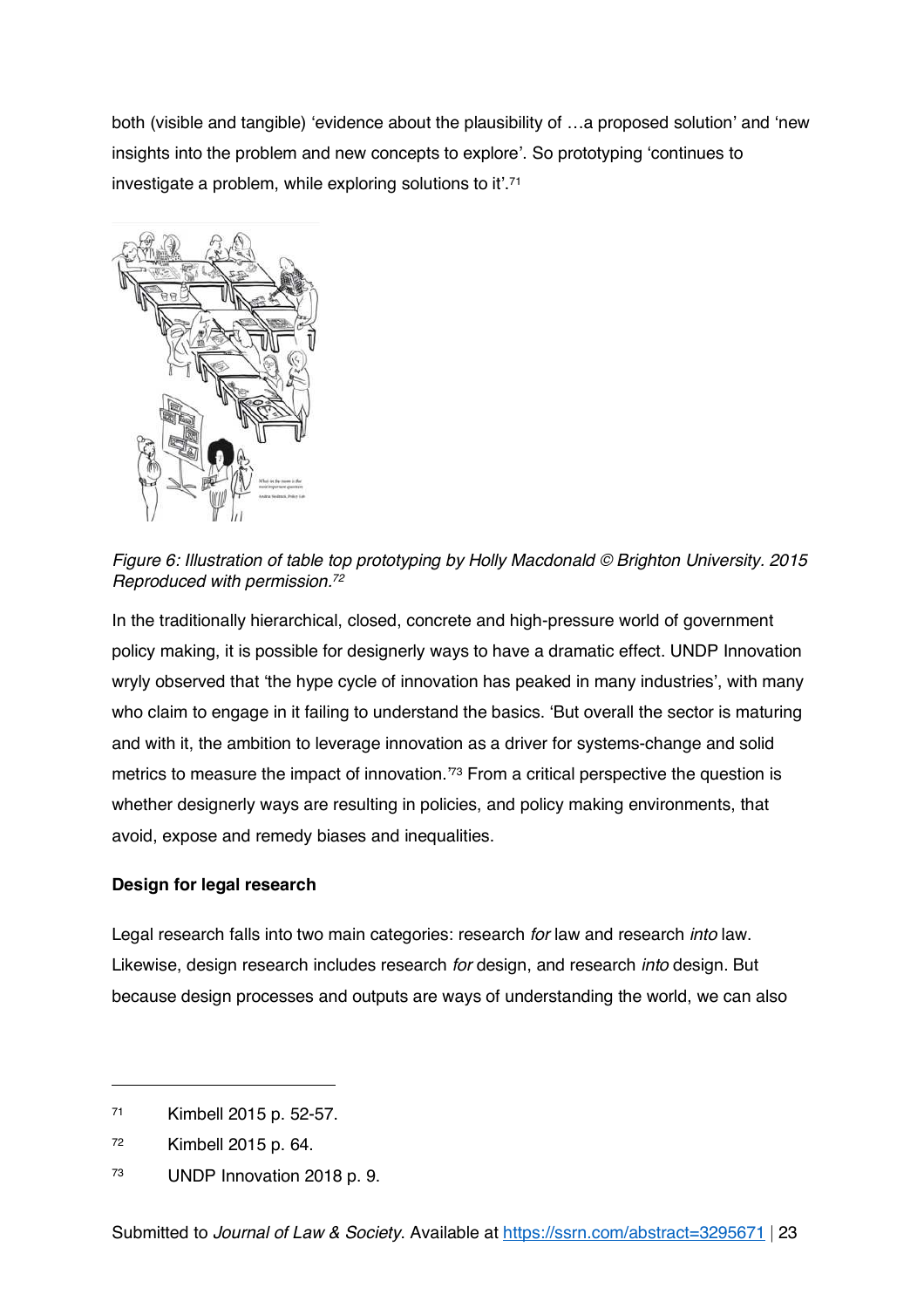both (visible and tangible) 'evidence about the plausibility of …a proposed solution' and 'new insights into the problem and new concepts to explore'. So prototyping 'continues to investigate a problem, while exploring solutions to it'.[71]

*Figure 6: Illustration of table top prototyping by Holly Macdonald © Brighton University. 2015 Reproduced with permission.[72]*

In the traditionally hierarchical, closed, concrete and high-pressure world of government policy making, it is possible for designerly ways to have a dramatic effect. UNDP Innovation wryly observed that 'the hype cycle of innovation has peaked in many industries', with many who claim to engage in it failing to understand the basics. 'But overall the sector is maturing and with it, the ambition to leverage innovation as a driver for systems-change and solid metrics to measure the impact of innovation.'[73] From a critical perspective the question is whether designerly ways are resulting in policies, and policy making environments, that avoid, expose and remedy biases and inequalities.

**Design for legal research**

Legal research falls into two main categories: research *for* law and research *into* law. Likewise, design research includes research *for* design, and research *into* design. But because design processes and outputs are ways of understanding the world, we can also

---

[71] Kimbell 2015 p. 52-57.

[72] Kimbell 2015 p. 64.

[73] UNDP Innovation 2018 p. 9.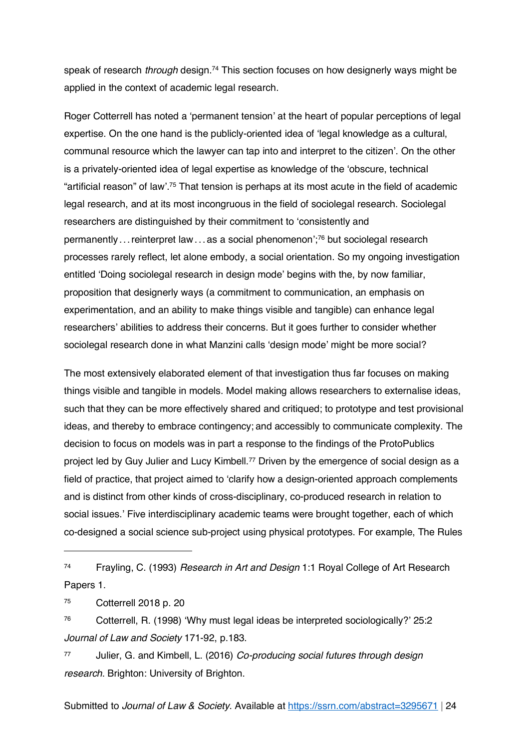speak of research *through* design.[74] This section focuses on how designerly ways might be applied in the context of academic legal research.

Roger Cotterrell has noted a 'permanent tension' at the heart of popular perceptions of legal expertise. On the one hand is the publicly-oriented idea of 'legal knowledge as a cultural, communal resource which the lawyer can tap into and interpret to the citizen'. On the other is a privately-oriented idea of legal expertise as knowledge of the 'obscure, technical "artificial reason" of law'.[75] That tension is perhaps at its most acute in the field of academic legal research, and at its most incongruous in the field of sociolegal research. Sociolegal researchers are distinguished by their commitment to 'consistently and permanently . . . reinterpret law . . . as a social phenomenon';[76] but sociolegal research processes rarely reflect, let alone embody, a social orientation. So my ongoing investigation entitled 'Doing sociolegal research in design mode' begins with the, by now familiar, proposition that designerly ways (a commitment to communication, an emphasis on experimentation, and an ability to make things visible and tangible) can enhance legal researchers' abilities to address their concerns. But it goes further to consider whether sociolegal research done in what Manzini calls 'design mode' might be more social?

The most extensively elaborated element of that investigation thus far focuses on making things visible and tangible in models. Model making allows researchers to externalise ideas, such that they can be more effectively shared and critiqued; to prototype and test provisional ideas, and thereby to embrace contingency; and accessibly to communicate complexity. The decision to focus on models was in part a response to the findings of the ProtoPublics project led by Guy Julier and Lucy Kimbell.[77] Driven by the emergence of social design as a field of practice, that project aimed to 'clarify how a design-oriented approach complements and is distinct from other kinds of cross-disciplinary, co-produced research in relation to social issues.' Five interdisciplinary academic teams were brought together, each of which co-designed a social science sub-project using physical prototypes. For example, The Rules

---

[74] Frayling, C. (1993) *Research in Art and Design* 1:1 Royal College of Art Research Papers 1.

[75] Cotterrell 2018 p. 20

[76] Cotterrell, R. (1998) 'Why must legal ideas be interpreted sociologically?' 25:2 *Journal of Law and Society* 171-92, p.183.

[77] Julier, G. and Kimbell, L. (2016) *Co-producing social futures through design research*. Brighton: University of Brighton.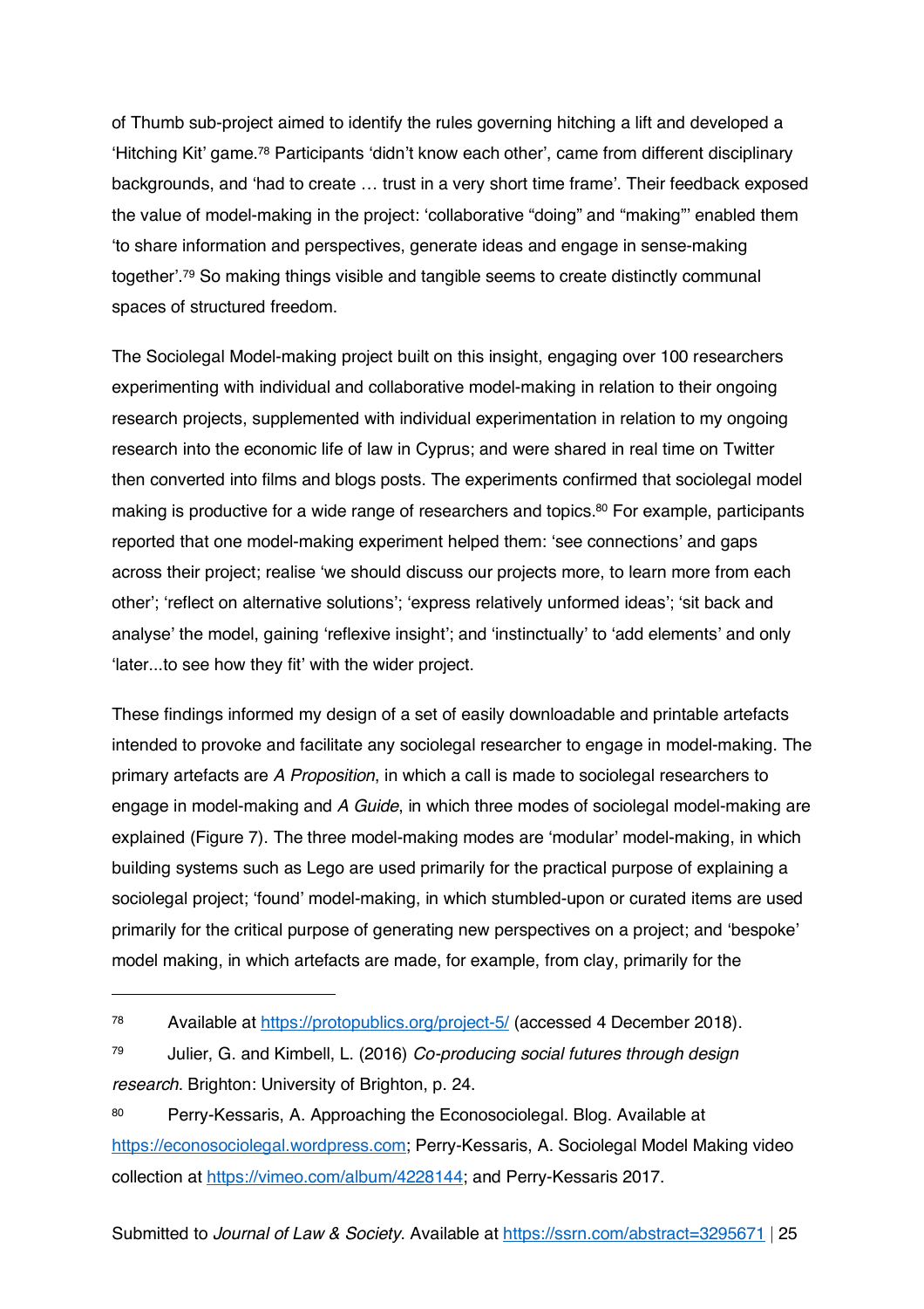of Thumb sub-project aimed to identify the rules governing hitching a lift and developed a 'Hitching Kit' game.[78] Participants 'didn't know each other', came from different disciplinary backgrounds, and 'had to create … trust in a very short time frame'. Their feedback exposed the value of model-making in the project: 'collaborative "doing" and "making"' enabled them 'to share information and perspectives, generate ideas and engage in sense-making together'.[79] So making things visible and tangible seems to create distinctly communal spaces of structured freedom.

The Sociolegal Model-making project built on this insight, engaging over 100 researchers experimenting with individual and collaborative model-making in relation to their ongoing research projects, supplemented with individual experimentation in relation to my ongoing research into the economic life of law in Cyprus; and were shared in real time on Twitter then converted into films and blogs posts. The experiments confirmed that sociolegal model making is productive for a wide range of researchers and topics.[80] For example, participants reported that one model-making experiment helped them: 'see connections' and gaps across their project; realise 'we should discuss our projects more, to learn more from each other'; 'reflect on alternative solutions'; 'express relatively unformed ideas'; 'sit back and analyse' the model, gaining 'reflexive insight'; and 'instinctually' to 'add elements' and only 'later...to see how they fit' with the wider project.

These findings informed my design of a set of easily downloadable and printable artefacts intended to provoke and facilitate any sociolegal researcher to engage in model-making. The primary artefacts are *A Proposition*, in which a call is made to sociolegal researchers to engage in model-making and *A Guide*, in which three modes of sociolegal model-making are explained (Figure 7). The three model-making modes are 'modular' model-making, in which building systems such as Lego are used primarily for the practical purpose of explaining a sociolegal project; 'found' model-making, in which stumbled-upon or curated items are used primarily for the critical purpose of generating new perspectives on a project; and 'bespoke' model making, in which artefacts are made, for example, from clay, primarily for the

---

78 Available at https://protopublics.org/project-5/ (accessed 4 December 2018).

79 Julier, G. and Kimbell, L. (2016) *Co-producing social futures through design research*. Brighton: University of Brighton, p. 24.

80 Perry-Kessaris, A. Approaching the Econosociolegal. Blog. Available at https://econosociolegal.wordpress.com; Perry-Kessaris, A. Sociolegal Model Making video collection at https://vimeo.com/album/4228144; and Perry-Kessaris 2017.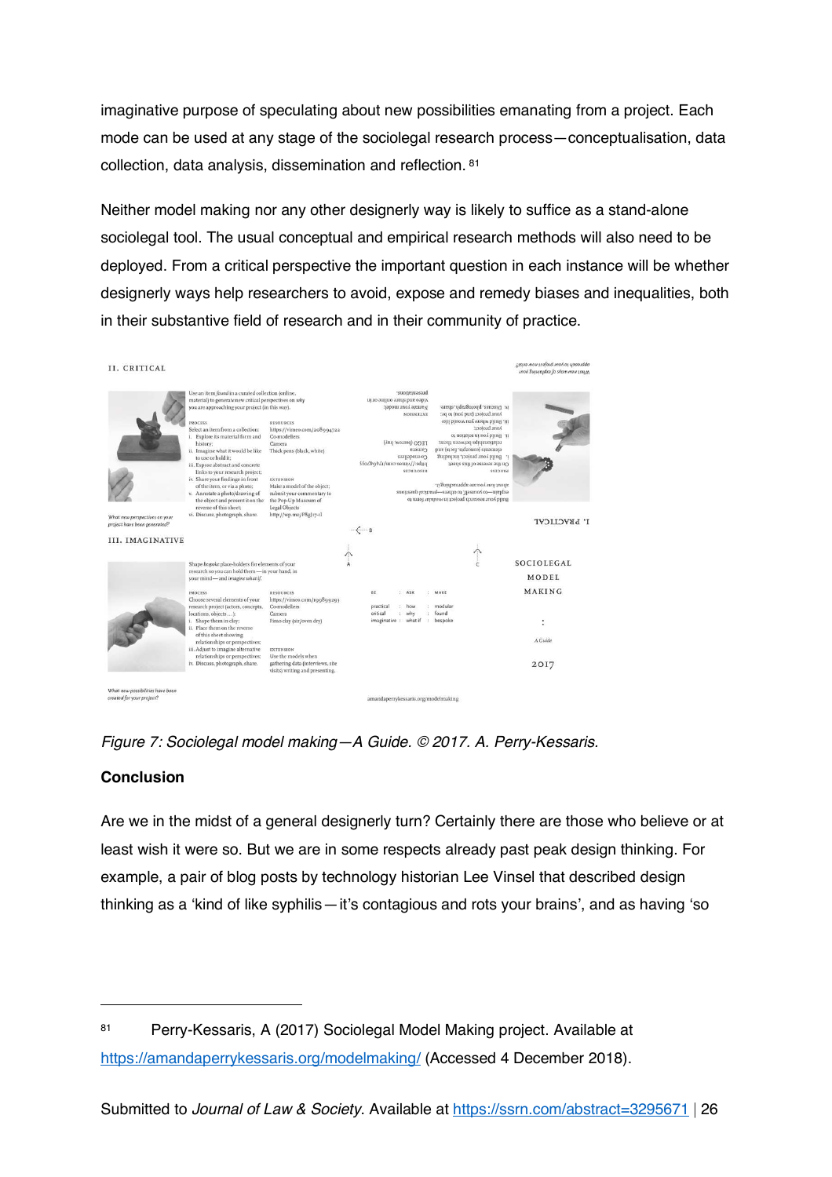imaginative purpose of speculating about new possibilities emanating from a project. Each mode can be used at any stage of the sociolegal research process—conceptualisation, data collection, data analysis, dissemination and reflection. [81]

Neither model making nor any other designerly way is likely to suffice as a stand-alone sociolegal tool. The usual conceptual and empirical research methods will also need to be deployed. From a critical perspective the important question in each instance will be whether designerly ways help researchers to avoid, expose and remedy biases and inequalities, both in their substantive field of research and in their community of practice.

*Figure 7: Sociolegal model making—A Guide. © 2017. A. Perry-Kessaris.*

**Conclusion**

Are we in the midst of a general designerly turn? Certainly there are those who believe or at least wish it were so. But we are in some respects already past peak design thinking. For example, a pair of blog posts by technology historian Lee Vinsel that described design thinking as a 'kind of like syphilis—it's contagious and rots your brains', and as having 'so

---

[81] Perry-Kessaris, A (2017) Sociolegal Model Making project. Available at https://amandaperrykessaris.org/modelmaking/ (Accessed 4 December 2018).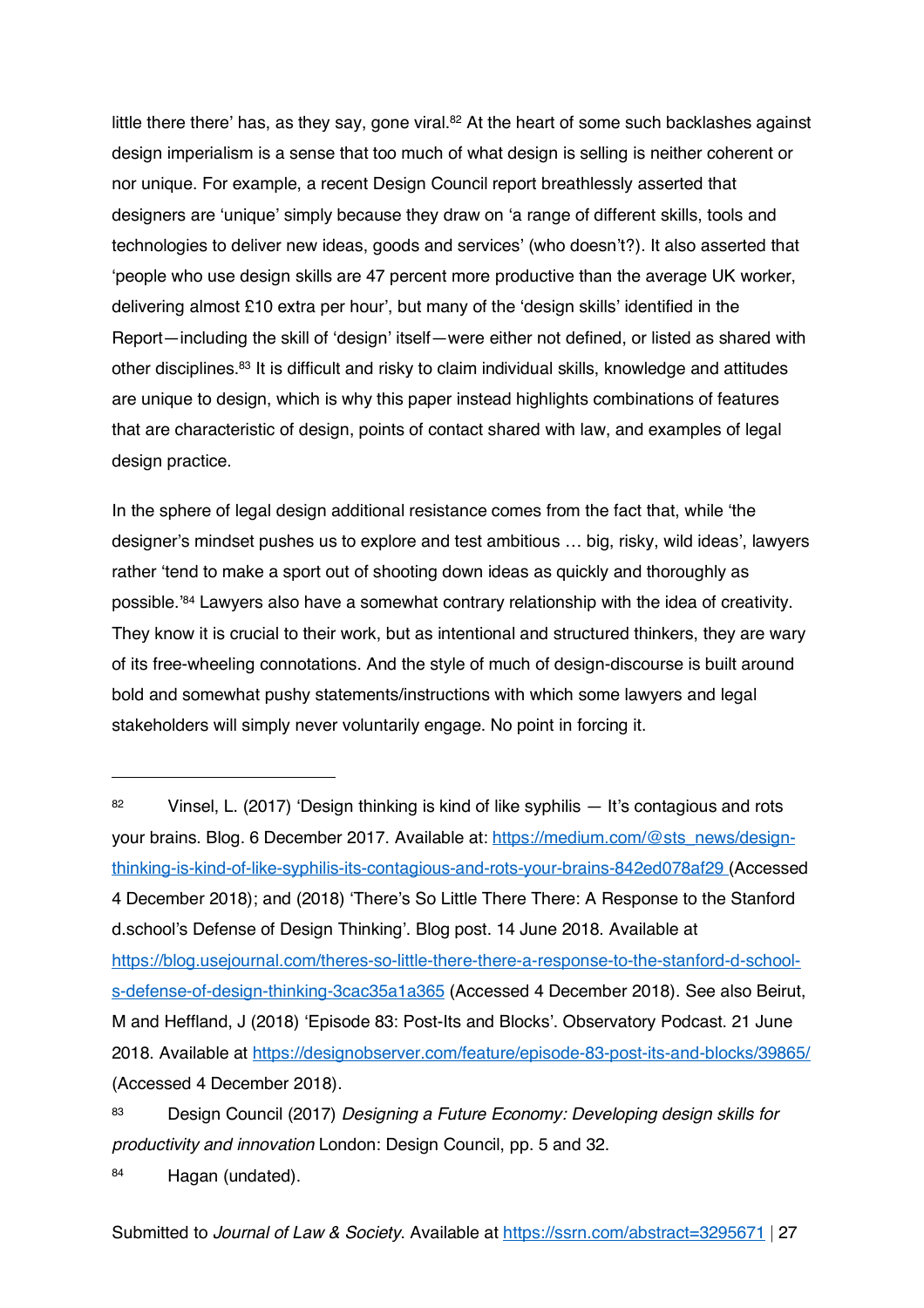little there there' has, as they say, gone viral.[82] At the heart of some such backlashes against design imperialism is a sense that too much of what design is selling is neither coherent or nor unique. For example, a recent Design Council report breathlessly asserted that designers are 'unique' simply because they draw on 'a range of different skills, tools and technologies to deliver new ideas, goods and services' (who doesn't?). It also asserted that 'people who use design skills are 47 percent more productive than the average UK worker, delivering almost £10 extra per hour', but many of the 'design skills' identified in the Report—including the skill of 'design' itself—were either not defined, or listed as shared with other disciplines.[83] It is difficult and risky to claim individual skills, knowledge and attitudes are unique to design, which is why this paper instead highlights combinations of features that are characteristic of design, points of contact shared with law, and examples of legal design practice.

In the sphere of legal design additional resistance comes from the fact that, while 'the designer's mindset pushes us to explore and test ambitious … big, risky, wild ideas', lawyers rather 'tend to make a sport out of shooting down ideas as quickly and thoroughly as possible.'[84] Lawyers also have a somewhat contrary relationship with the idea of creativity. They know it is crucial to their work, but as intentional and structured thinkers, they are wary of its free-wheeling connotations. And the style of much of design-discourse is built around bold and somewhat pushy statements/instructions with which some lawyers and legal stakeholders will simply never voluntarily engage. No point in forcing it.

---

[82] Vinsel, L. (2017) 'Design thinking is kind of like syphilis — It's contagious and rots your brains. Blog. 6 December 2017. Available at: https://medium.com/@sts_news/design-thinking-is-kind-of-like-syphilis-its-contagious-and-rots-your-brains-842ed078af29 (Accessed 4 December 2018); and (2018) 'There's So Little There There: A Response to the Stanford d.school's Defense of Design Thinking'. Blog post. 14 June 2018. Available at https://blog.usejournal.com/theres-so-little-there-there-a-response-to-the-stanford-d-school-s-defense-of-design-thinking-3cac35a1a365 (Accessed 4 December 2018). See also Beirut, M and Heffland, J (2018) 'Episode 83: Post-Its and Blocks'. Observatory Podcast. 21 June 2018. Available at https://designobserver.com/feature/episode-83-post-its-and-blocks/39865/ (Accessed 4 December 2018).

[83] Design Council (2017) *Designing a Future Economy: Developing design skills for productivity and innovation* London: Design Council, pp. 5 and 32.

[84] Hagan (undated).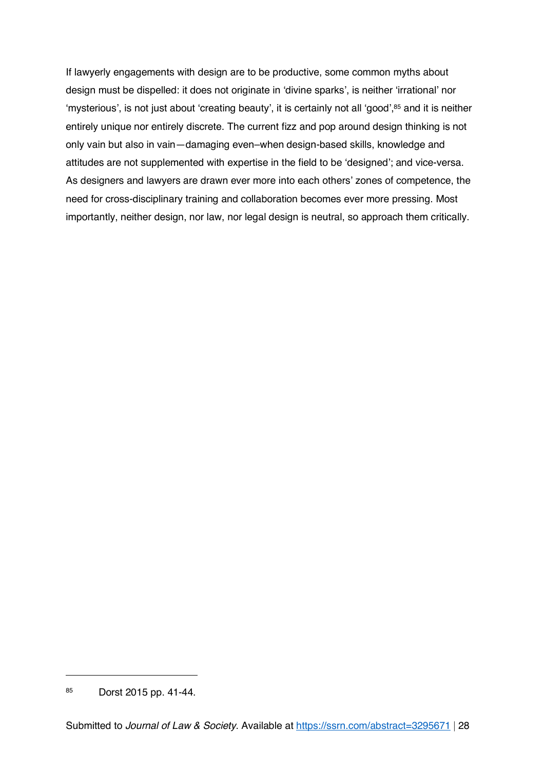If lawyerly engagements with design are to be productive, some common myths about design must be dispelled: it does not originate in 'divine sparks', is neither 'irrational' nor 'mysterious', is not just about 'creating beauty', it is certainly not all 'good',[85] and it is neither entirely unique nor entirely discrete. The current fizz and pop around design thinking is not only vain but also in vain—damaging even–when design-based skills, knowledge and attitudes are not supplemented with expertise in the field to be 'designed'; and vice-versa. As designers and lawyers are drawn ever more into each others' zones of competence, the need for cross-disciplinary training and collaboration becomes ever more pressing. Most importantly, neither design, nor law, nor legal design is neutral, so approach them critically.

---

[85] Dorst 2015 pp. 41-44.